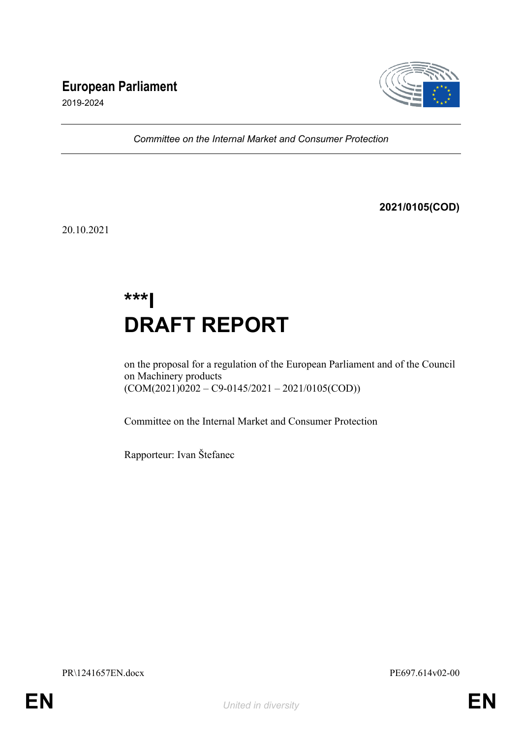**European Parliament**

2019-2024

*Committee on the Internal Market and Consumer Protection*

**2021/0105(COD)**

20.10.2021

# ***I
# DRAFT REPORT

on the proposal for a regulation of the European Parliament and of the Council on Machinery products
(COM(2021)0202 – C9-0145/2021 – 2021/0105(COD))

Committee on the Internal Market and Consumer Protection

Rapporteur: Ivan Štefanec

PR\1241657EN.docx PE697.614v02-00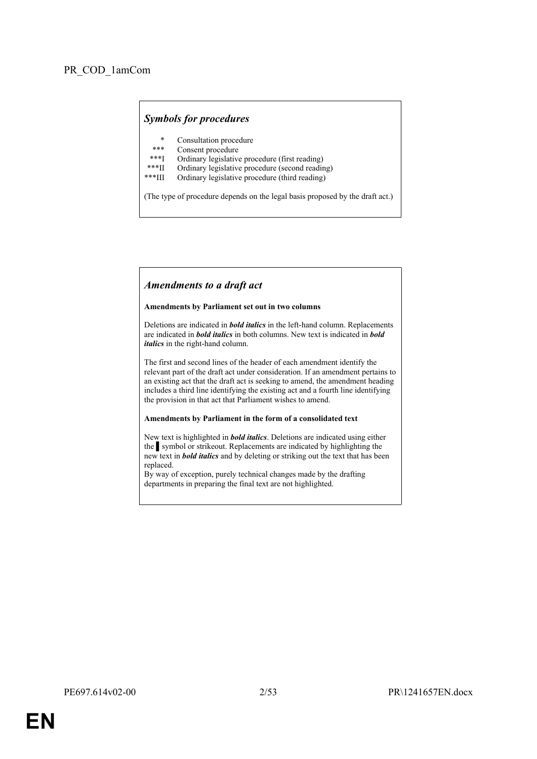PR_COD_1amCom

## *Symbols for procedures*

| | |
|---|---|
| * | Consultation procedure |
| *** | Consent procedure |
| ***I | Ordinary legislative procedure (first reading) |
| ***II | Ordinary legislative procedure (second reading) |
| ***III | Ordinary legislative procedure (third reading) |

(The type of procedure depends on the legal basis proposed by the draft act.)

## *Amendments to a draft act*

**Amendments by Parliament set out in two columns**

Deletions are indicated in ***bold italics*** in the left-hand column. Replacements are indicated in ***bold italics*** in both columns. New text is indicated in ***bold italics*** in the right-hand column.

The first and second lines of the header of each amendment identify the relevant part of the draft act under consideration. If an amendment pertains to an existing act that the draft act is seeking to amend, the amendment heading includes a third line identifying the existing act and a fourth line identifying the provision in that act that Parliament wishes to amend.

**Amendments by Parliament in the form of a consolidated text**

New text is highlighted in ***bold italics***. Deletions are indicated using either the ▌symbol or strikeout. Replacements are indicated by highlighting the new text in ***bold italics*** and by deleting or striking out the text that has been replaced.
By way of exception, purely technical changes made by the drafting departments in preparing the final text are not highlighted.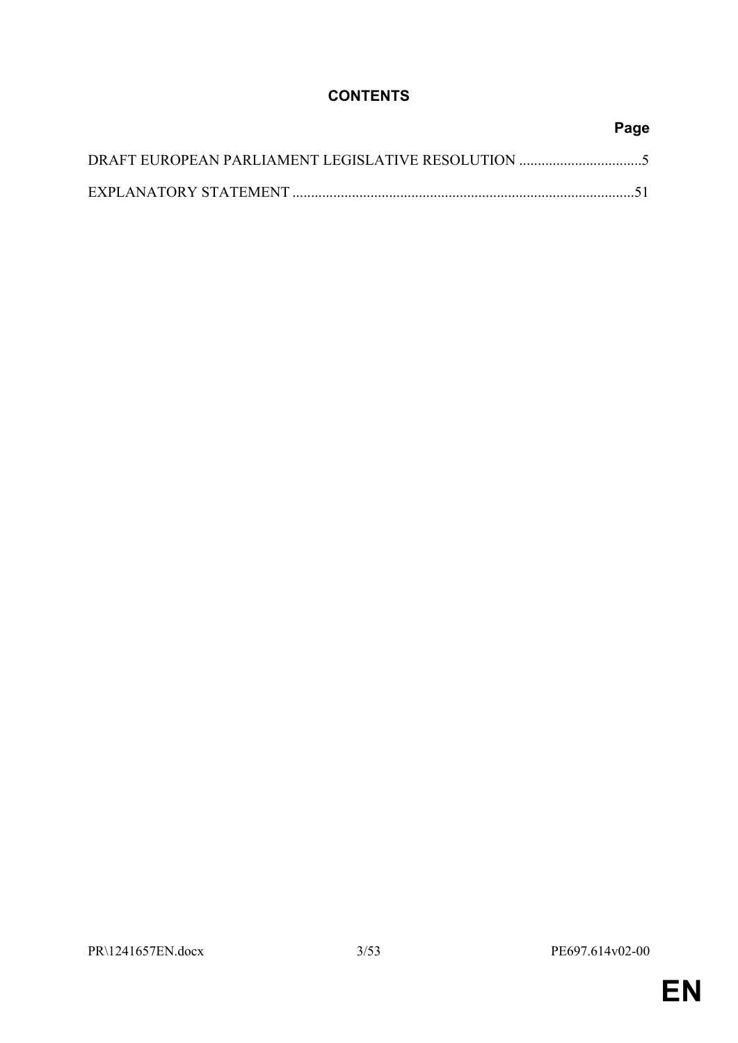# CONTENTS

| | Page |
|---|---|
| DRAFT EUROPEAN PARLIAMENT LEGISLATIVE RESOLUTION | 5 |
| EXPLANATORY STATEMENT | 51 |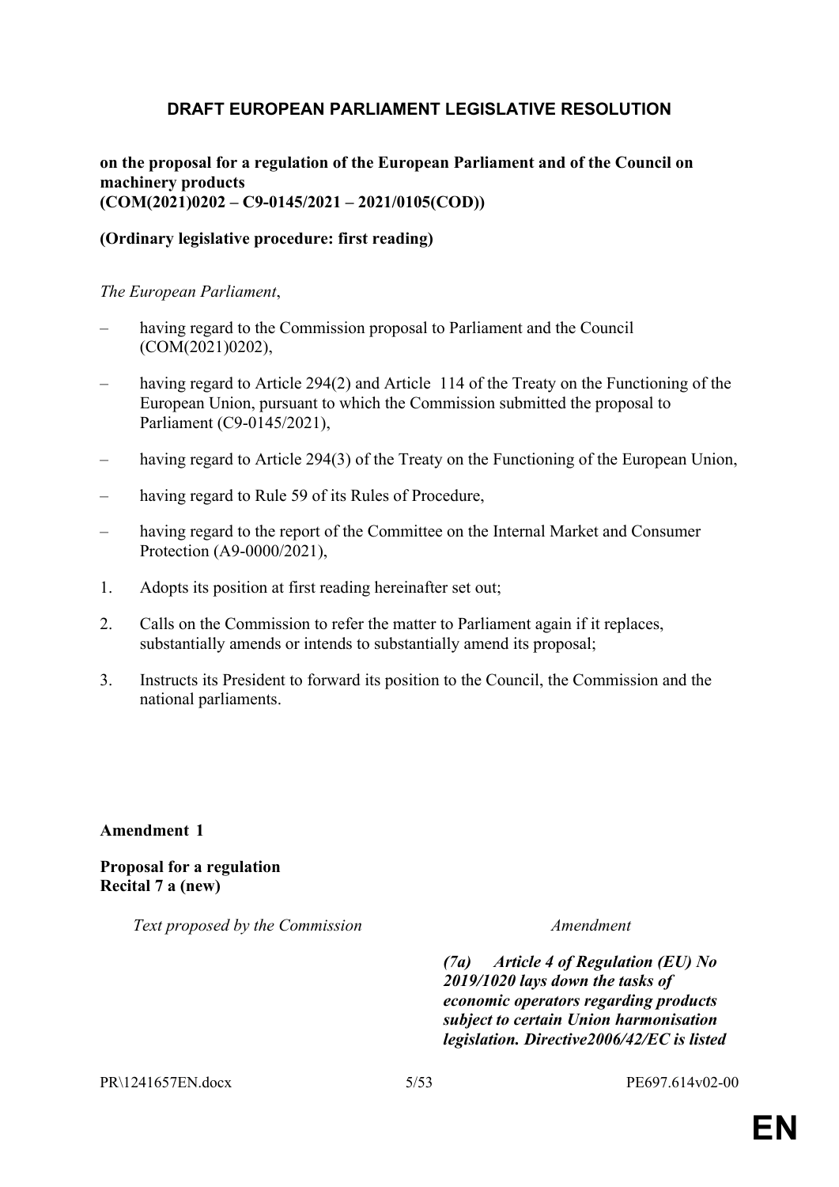# DRAFT EUROPEAN PARLIAMENT LEGISLATIVE RESOLUTION

**on the proposal for a regulation of the European Parliament and of the Council on machinery products**
**(COM(2021)0202 – C9-0145/2021 – 2021/0105(COD))**

**(Ordinary legislative procedure: first reading)**

*The European Parliament*,

– having regard to the Commission proposal to Parliament and the Council (COM(2021)0202),

– having regard to Article 294(2) and Article 114 of the Treaty on the Functioning of the European Union, pursuant to which the Commission submitted the proposal to Parliament (C9-0145/2021),

– having regard to Article 294(3) of the Treaty on the Functioning of the European Union,

– having regard to Rule 59 of its Rules of Procedure,

– having regard to the report of the Committee on the Internal Market and Consumer Protection (A9-0000/2021),

1. Adopts its position at first reading hereinafter set out;

2. Calls on the Commission to refer the matter to Parliament again if it replaces, substantially amends or intends to substantially amend its proposal;

3. Instructs its President to forward its position to the Council, the Commission and the national parliaments.

**Amendment 1**

**Proposal for a regulation**
**Recital 7 a (new)**

| *Text proposed by the Commission* | *Amendment* |
| --- | --- |
| | ***(7a) Article 4 of Regulation (EU) No 2019/1020 lays down the tasks of economic operators regarding products subject to certain Union harmonisation legislation. Directive2006/42/EC is listed*** |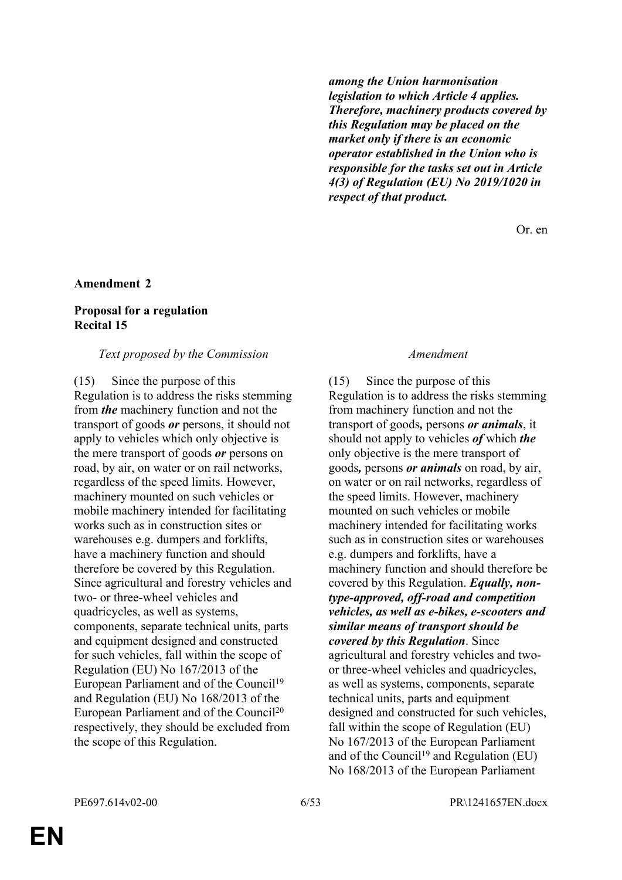| | |
|---|---|
| | ***among the Union harmonisation legislation to which Article 4 applies. Therefore, machinery products covered by this Regulation may be placed on the market only if there is an economic operator established in the Union who is responsible for the tasks set out in Article 4(3) of Regulation (EU) No 2019/1020 in respect of that product.*** |

Or. en

**Amendment 2**

**Proposal for a regulation**
**Recital 15**

| *Text proposed by the Commission* | *Amendment* |
|---|---|
| (15) Since the purpose of this Regulation is to address the risks stemming from ***the*** machinery function and not the transport of goods ***or*** persons, it should not apply to vehicles which only objective is the mere transport of goods ***or*** persons on road, by air, on water or on rail networks, regardless of the speed limits. However, machinery mounted on such vehicles or mobile machinery intended for facilitating works such as in construction sites or warehouses e.g. dumpers and forklifts, have a machinery function and should therefore be covered by this Regulation. Since agricultural and forestry vehicles and two- or three-wheel vehicles and quadricycles, as well as systems, components, separate technical units, parts and equipment designed and constructed for such vehicles, fall within the scope of Regulation (EU) No 167/2013 of the European Parliament and of the Council[19] and Regulation (EU) No 168/2013 of the European Parliament and of the Council[20] respectively, they should be excluded from the scope of this Regulation. | (15) Since the purpose of this Regulation is to address the risks stemming from machinery function and not the transport of goods***,*** persons ***or animals***, it should not apply to vehicles ***of*** which ***the*** only objective is the mere transport of goods***,*** persons ***or animals*** on road, by air, on water or on rail networks, regardless of the speed limits. However, machinery mounted on such vehicles or mobile machinery intended for facilitating works such as in construction sites or warehouses e.g. dumpers and forklifts, have a machinery function and should therefore be covered by this Regulation. ***Equally, non-type-approved, off-road and competition vehicles, as well as e-bikes, e-scooters and similar means of transport should be covered by this Regulation***. Since agricultural and forestry vehicles and two- or three-wheel vehicles and quadricycles, as well as systems, components, separate technical units, parts and equipment designed and constructed for such vehicles, fall within the scope of Regulation (EU) No 167/2013 of the European Parliament and of the Council[19] and Regulation (EU) No 168/2013 of the European Parliament |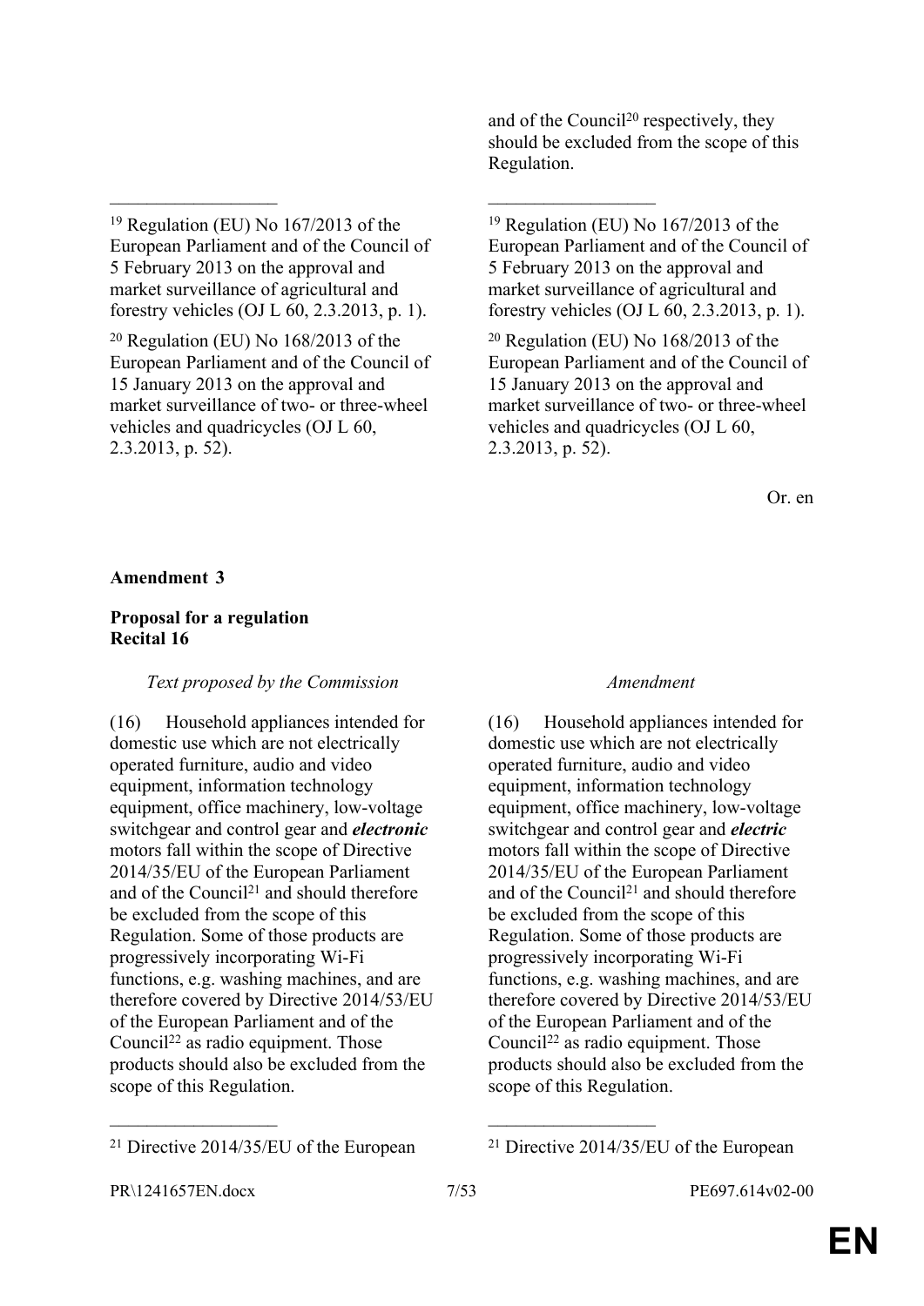| | |
|---|---|
| | and of the Council[20] respectively, they should be excluded from the scope of this Regulation. |
| __________________ | __________________ |
| [19] Regulation (EU) No 167/2013 of the European Parliament and of the Council of 5 February 2013 on the approval and market surveillance of agricultural and forestry vehicles (OJ L 60, 2.3.2013, p. 1). | [19] Regulation (EU) No 167/2013 of the European Parliament and of the Council of 5 February 2013 on the approval and market surveillance of agricultural and forestry vehicles (OJ L 60, 2.3.2013, p. 1). |
| [20] Regulation (EU) No 168/2013 of the European Parliament and of the Council of 15 January 2013 on the approval and market surveillance of two- or three-wheel vehicles and quadricycles (OJ L 60, 2.3.2013, p. 52). | [20] Regulation (EU) No 168/2013 of the European Parliament and of the Council of 15 January 2013 on the approval and market surveillance of two- or three-wheel vehicles and quadricycles (OJ L 60, 2.3.2013, p. 52). |

Or. en

**Amendment 3**

**Proposal for a regulation**
**Recital 16**

| *Text proposed by the Commission* | *Amendment* |
|---|---|
| (16) Household appliances intended for domestic use which are not electrically operated furniture, audio and video equipment, information technology equipment, office machinery, low-voltage switchgear and control gear and ***electronic*** motors fall within the scope of Directive 2014/35/EU of the European Parliament and of the Council[21] and should therefore be excluded from the scope of this Regulation. Some of those products are progressively incorporating Wi-Fi functions, e.g. washing machines, and are therefore covered by Directive 2014/53/EU of the European Parliament and of the Council[22] as radio equipment. Those products should also be excluded from the scope of this Regulation. | (16) Household appliances intended for domestic use which are not electrically operated furniture, audio and video equipment, information technology equipment, office machinery, low-voltage switchgear and control gear and ***electric*** motors fall within the scope of Directive 2014/35/EU of the European Parliament and of the Council[21] and should therefore be excluded from the scope of this Regulation. Some of those products are progressively incorporating Wi-Fi functions, e.g. washing machines, and are therefore covered by Directive 2014/53/EU of the European Parliament and of the Council[22] as radio equipment. Those products should also be excluded from the scope of this Regulation. |
| __________________ | __________________ |
| [21] Directive 2014/35/EU of the European | [21] Directive 2014/35/EU of the European |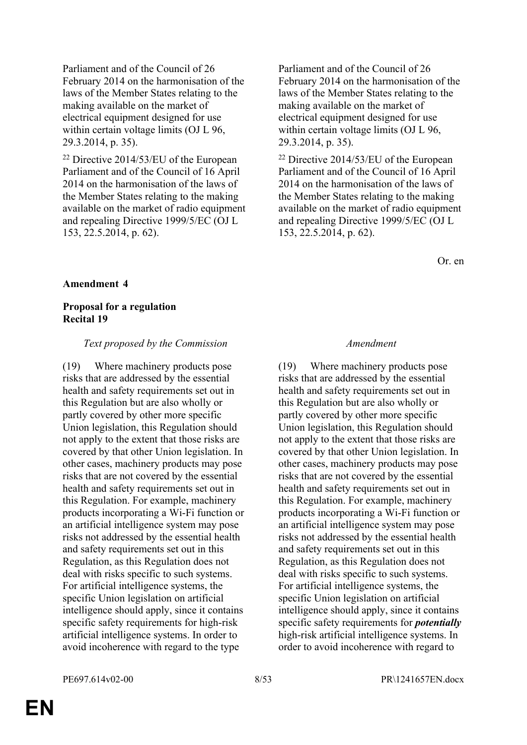| | |
|---|---|
| Parliament and of the Council of 26 February 2014 on the harmonisation of the laws of the Member States relating to the making available on the market of electrical equipment designed for use within certain voltage limits (OJ L 96, 29.3.2014, p. 35). | Parliament and of the Council of 26 February 2014 on the harmonisation of the laws of the Member States relating to the making available on the market of electrical equipment designed for use within certain voltage limits (OJ L 96, 29.3.2014, p. 35). |
| [22] Directive 2014/53/EU of the European Parliament and of the Council of 16 April 2014 on the harmonisation of the laws of the Member States relating to the making available on the market of radio equipment and repealing Directive 1999/5/EC (OJ L 153, 22.5.2014, p. 62). | [22] Directive 2014/53/EU of the European Parliament and of the Council of 16 April 2014 on the harmonisation of the laws of the Member States relating to the making available on the market of radio equipment and repealing Directive 1999/5/EC (OJ L 153, 22.5.2014, p. 62). |

Or. en

**Amendment 4**

**Proposal for a regulation**
**Recital 19**

| *Text proposed by the Commission* | *Amendment* |
|---|---|
| (19) Where machinery products pose risks that are addressed by the essential health and safety requirements set out in this Regulation but are also wholly or partly covered by other more specific Union legislation, this Regulation should not apply to the extent that those risks are covered by that other Union legislation. In other cases, machinery products may pose risks that are not covered by the essential health and safety requirements set out in this Regulation. For example, machinery products incorporating a Wi-Fi function or an artificial intelligence system may pose risks not addressed by the essential health and safety requirements set out in this Regulation, as this Regulation does not deal with risks specific to such systems. For artificial intelligence systems, the specific Union legislation on artificial intelligence should apply, since it contains specific safety requirements for high-risk artificial intelligence systems. In order to avoid incoherence with regard to the type | (19) Where machinery products pose risks that are addressed by the essential health and safety requirements set out in this Regulation but are also wholly or partly covered by other more specific Union legislation, this Regulation should not apply to the extent that those risks are covered by that other Union legislation. In other cases, machinery products may pose risks that are not covered by the essential health and safety requirements set out in this Regulation. For example, machinery products incorporating a Wi-Fi function or an artificial intelligence system may pose risks not addressed by the essential health and safety requirements set out in this Regulation, as this Regulation does not deal with risks specific to such systems. For artificial intelligence systems, the specific Union legislation on artificial intelligence should apply, since it contains specific safety requirements for ***potentially*** high-risk artificial intelligence systems. In order to avoid incoherence with regard to |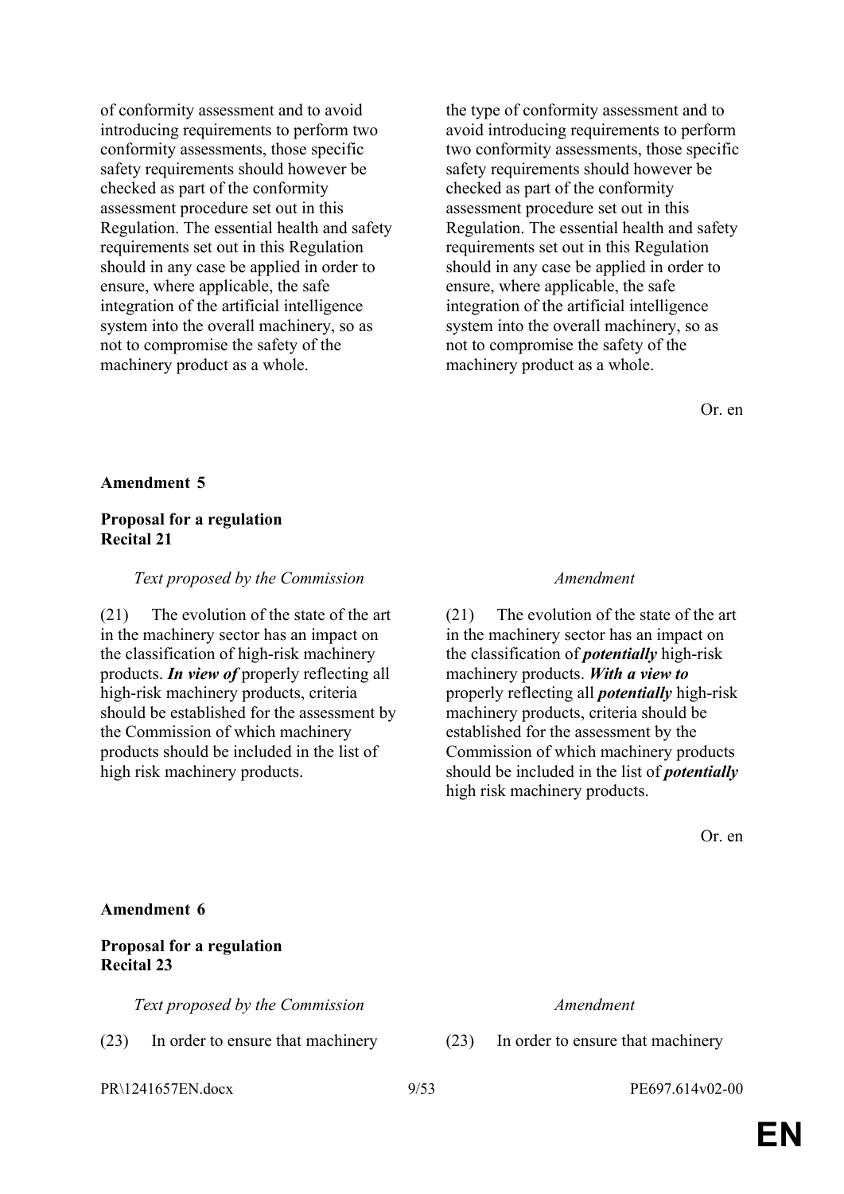| | |
|---|---|
| of conformity assessment and to avoid introducing requirements to perform two conformity assessments, those specific safety requirements should however be checked as part of the conformity assessment procedure set out in this Regulation. The essential health and safety requirements set out in this Regulation should in any case be applied in order to ensure, where applicable, the safe integration of the artificial intelligence system into the overall machinery, so as not to compromise the safety of the machinery product as a whole. | the type of conformity assessment and to avoid introducing requirements to perform two conformity assessments, those specific safety requirements should however be checked as part of the conformity assessment procedure set out in this Regulation. The essential health and safety requirements set out in this Regulation should in any case be applied in order to ensure, where applicable, the safe integration of the artificial intelligence system into the overall machinery, so as not to compromise the safety of the machinery product as a whole. |

Or. en

**Amendment 5**

**Proposal for a regulation**
**Recital 21**

| *Text proposed by the Commission* | *Amendment* |
|---|---|
| (21) The evolution of the state of the art in the machinery sector has an impact on the classification of high-risk machinery products. ***In view of*** properly reflecting all high-risk machinery products, criteria should be established for the assessment by the Commission of which machinery products should be included in the list of high risk machinery products. | (21) The evolution of the state of the art in the machinery sector has an impact on the classification of ***potentially*** high-risk machinery products. ***With a view to*** properly reflecting all ***potentially*** high-risk machinery products, criteria should be established for the assessment by the Commission of which machinery products should be included in the list of ***potentially*** high risk machinery products. |

Or. en

**Amendment 6**

**Proposal for a regulation**
**Recital 23**

| *Text proposed by the Commission* | *Amendment* |
|---|---|
| (23) In order to ensure that machinery | (23) In order to ensure that machinery |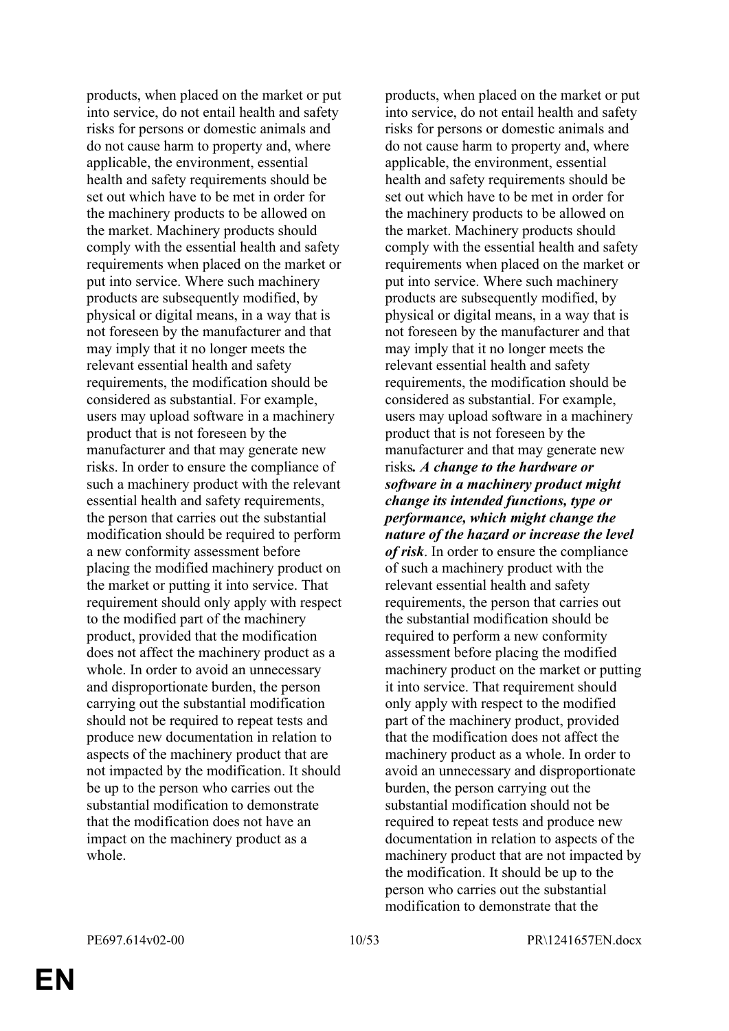| | |
|---|---|
| products, when placed on the market or put into service, do not entail health and safety risks for persons or domestic animals and do not cause harm to property and, where applicable, the environment, essential health and safety requirements should be set out which have to be met in order for the machinery products to be allowed on the market. Machinery products should comply with the essential health and safety requirements when placed on the market or put into service. Where such machinery products are subsequently modified, by physical or digital means, in a way that is not foreseen by the manufacturer and that may imply that it no longer meets the relevant essential health and safety requirements, the modification should be considered as substantial. For example, users may upload software in a machinery product that is not foreseen by the manufacturer and that may generate new risks. In order to ensure the compliance of such a machinery product with the relevant essential health and safety requirements, the person that carries out the substantial modification should be required to perform a new conformity assessment before placing the modified machinery product on the market or putting it into service. That requirement should only apply with respect to the modified part of the machinery product, provided that the modification does not affect the machinery product as a whole. In order to avoid an unnecessary and disproportionate burden, the person carrying out the substantial modification should not be required to repeat tests and produce new documentation in relation to aspects of the machinery product that are not impacted by the modification. It should be up to the person who carries out the substantial modification to demonstrate that the modification does not have an impact on the machinery product as a whole. | products, when placed on the market or put into service, do not entail health and safety risks for persons or domestic animals and do not cause harm to property and, where applicable, the environment, essential health and safety requirements should be set out which have to be met in order for the machinery products to be allowed on the market. Machinery products should comply with the essential health and safety requirements when placed on the market or put into service. Where such machinery products are subsequently modified, by physical or digital means, in a way that is not foreseen by the manufacturer and that may imply that it no longer meets the relevant essential health and safety requirements, the modification should be considered as substantial. For example, users may upload software in a machinery product that is not foreseen by the manufacturer and that may generate new risks***. A change to the hardware or software in a machinery product might change its intended functions, type or performance, which might change the nature of the hazard or increase the level of risk***. In order to ensure the compliance of such a machinery product with the relevant essential health and safety requirements, the person that carries out the substantial modification should be required to perform a new conformity assessment before placing the modified machinery product on the market or putting it into service. That requirement should only apply with respect to the modified part of the machinery product, provided that the modification does not affect the machinery product as a whole. In order to avoid an unnecessary and disproportionate burden, the person carrying out the substantial modification should not be required to repeat tests and produce new documentation in relation to aspects of the machinery product that are not impacted by the modification. It should be up to the person who carries out the substantial modification to demonstrate that the |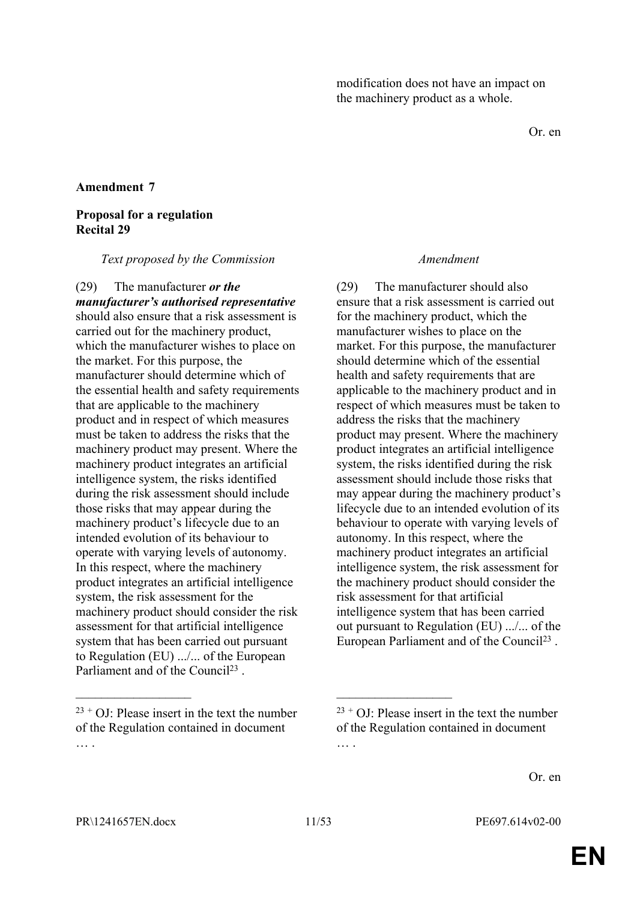modification does not have an impact on the machinery product as a whole.

Or. en

**Amendment 7**

**Proposal for a regulation**
**Recital 29**

| *Text proposed by the Commission* | *Amendment* |
|---|---|
| (29) The manufacturer ***or the manufacturer's authorised representative*** should also ensure that a risk assessment is carried out for the machinery product, which the manufacturer wishes to place on the market. For this purpose, the manufacturer should determine which of the essential health and safety requirements that are applicable to the machinery product and in respect of which measures must be taken to address the risks that the machinery product may present. Where the machinery product integrates an artificial intelligence system, the risks identified during the risk assessment should include those risks that may appear during the machinery product's lifecycle due to an intended evolution of its behaviour to operate with varying levels of autonomy. In this respect, where the machinery product integrates an artificial intelligence system, the risk assessment for the machinery product should consider the risk assessment for that artificial intelligence system that has been carried out pursuant to Regulation (EU) .../... of the European Parliament and of the Council[23] . | (29) The manufacturer should also ensure that a risk assessment is carried out for the machinery product, which the manufacturer wishes to place on the market. For this purpose, the manufacturer should determine which of the essential health and safety requirements that are applicable to the machinery product and in respect of which measures must be taken to address the risks that the machinery product may present. Where the machinery product integrates an artificial intelligence system, the risks identified during the risk assessment should include those risks that may appear during the machinery product's lifecycle due to an intended evolution of its behaviour to operate with varying levels of autonomy. In this respect, where the machinery product integrates an artificial intelligence system, the risk assessment for the machinery product should consider the risk assessment for that artificial intelligence system that has been carried out pursuant to Regulation (EU) .../... of the European Parliament and of the Council[23] . |
| [23] + OJ: Please insert in the text the number of the Regulation contained in document … . | [23] + OJ: Please insert in the text the number of the Regulation contained in document … . |

Or. en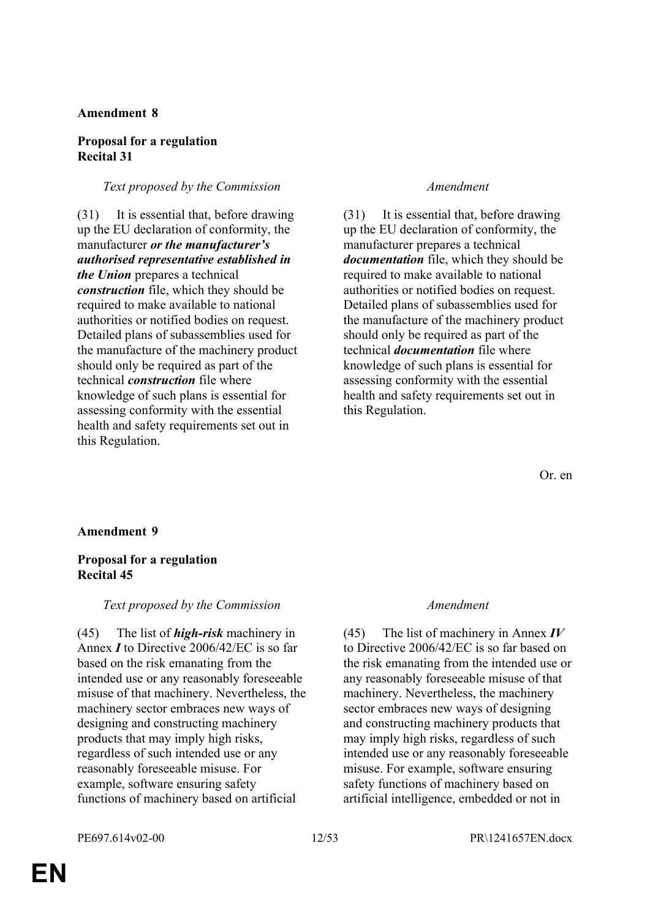**Amendment 8**

**Proposal for a regulation**
**Recital 31**

| *Text proposed by the Commission* | *Amendment* |
| --- | --- |
| (31) It is essential that, before drawing up the EU declaration of conformity, the manufacturer ***or the manufacturer's authorised representative established in the Union*** prepares a technical ***construction*** file, which they should be required to make available to national authorities or notified bodies on request. Detailed plans of subassemblies used for the manufacture of the machinery product should only be required as part of the technical ***construction*** file where knowledge of such plans is essential for assessing conformity with the essential health and safety requirements set out in this Regulation. | (31) It is essential that, before drawing up the EU declaration of conformity, the manufacturer prepares a technical ***documentation*** file, which they should be required to make available to national authorities or notified bodies on request. Detailed plans of subassemblies used for the manufacture of the machinery product should only be required as part of the technical ***documentation*** file where knowledge of such plans is essential for assessing conformity with the essential health and safety requirements set out in this Regulation. |

Or. en

**Amendment 9**

**Proposal for a regulation**
**Recital 45**

| *Text proposed by the Commission* | *Amendment* |
| --- | --- |
| (45) The list of ***high-risk*** machinery in Annex ***I*** to Directive 2006/42/EC is so far based on the risk emanating from the intended use or any reasonably foreseeable misuse of that machinery. Nevertheless, the machinery sector embraces new ways of designing and constructing machinery products that may imply high risks, regardless of such intended use or any reasonably foreseeable misuse. For example, software ensuring safety functions of machinery based on artificial | (45) The list of machinery in Annex ***IV*** to Directive 2006/42/EC is so far based on the risk emanating from the intended use or any reasonably foreseeable misuse of that machinery. Nevertheless, the machinery sector embraces new ways of designing and constructing machinery products that may imply high risks, regardless of such intended use or any reasonably foreseeable misuse. For example, software ensuring safety functions of machinery based on artificial intelligence, embedded or not in |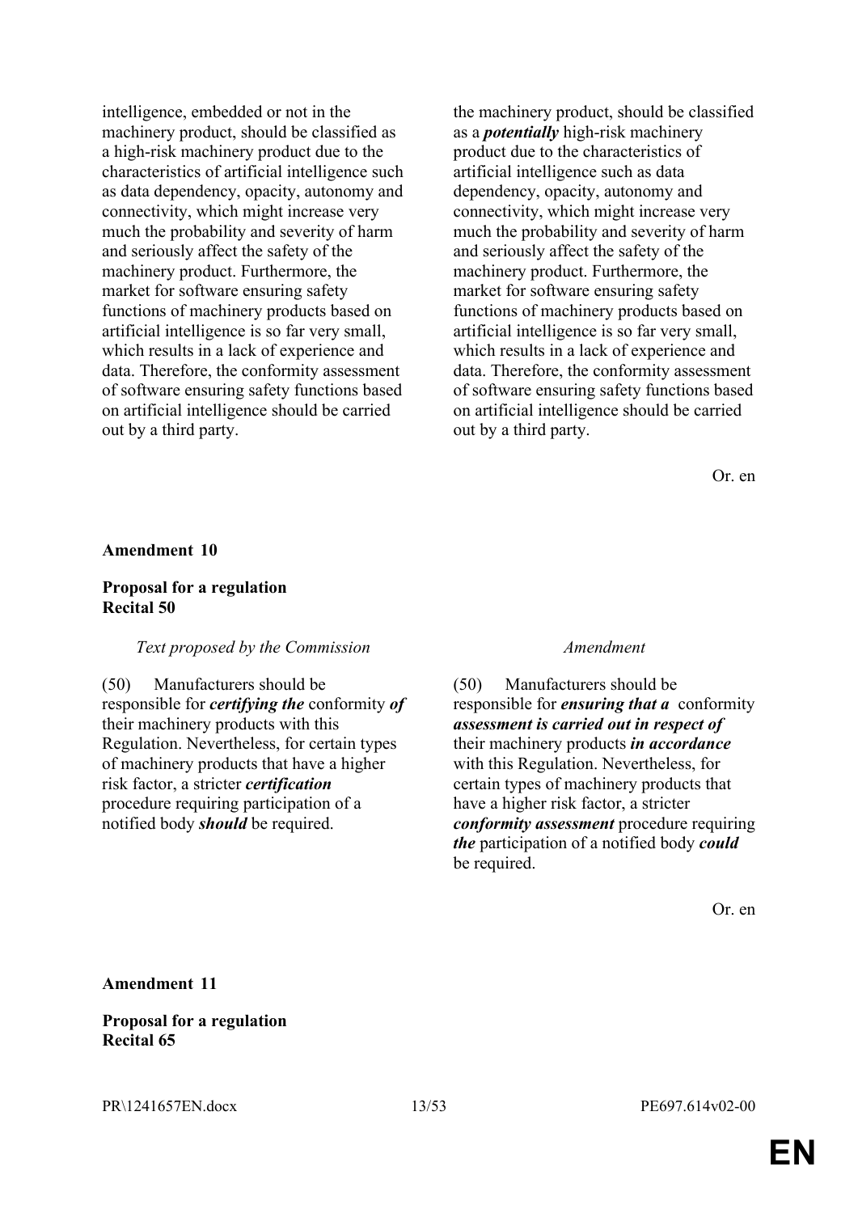| | |
|---|---|
| intelligence, embedded or not in the machinery product, should be classified as a high-risk machinery product due to the characteristics of artificial intelligence such as data dependency, opacity, autonomy and connectivity, which might increase very much the probability and severity of harm and seriously affect the safety of the machinery product. Furthermore, the market for software ensuring safety functions of machinery products based on artificial intelligence is so far very small, which results in a lack of experience and data. Therefore, the conformity assessment of software ensuring safety functions based on artificial intelligence should be carried out by a third party. | the machinery product, should be classified as a ***potentially*** high-risk machinery product due to the characteristics of artificial intelligence such as data dependency, opacity, autonomy and connectivity, which might increase very much the probability and severity of harm and seriously affect the safety of the machinery product. Furthermore, the market for software ensuring safety functions of machinery products based on artificial intelligence is so far very small, which results in a lack of experience and data. Therefore, the conformity assessment of software ensuring safety functions based on artificial intelligence should be carried out by a third party. |

Or. en

**Amendment 10**

**Proposal for a regulation**
**Recital 50**

| *Text proposed by the Commission* | *Amendment* |
|---|---|
| (50) Manufacturers should be responsible for ***certifying the*** conformity ***of*** their machinery products with this Regulation. Nevertheless, for certain types of machinery products that have a higher risk factor, a stricter ***certification*** procedure requiring participation of a notified body ***should*** be required. | (50) Manufacturers should be responsible for ***ensuring that a*** conformity ***assessment is carried out in respect of*** their machinery products ***in accordance*** with this Regulation. Nevertheless, for certain types of machinery products that have a higher risk factor, a stricter ***conformity assessment*** procedure requiring ***the*** participation of a notified body ***could*** be required. |

Or. en

**Amendment 11**

**Proposal for a regulation**
**Recital 65**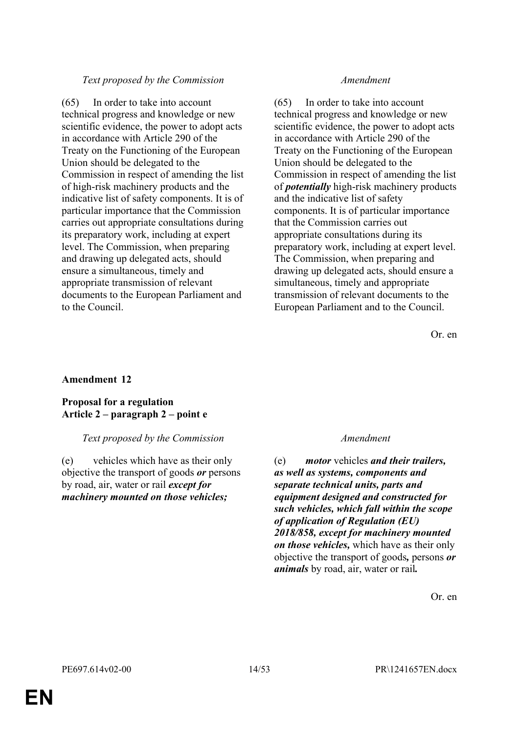| *Text proposed by the Commission* | *Amendment* |
|---|---|
| (65) In order to take into account technical progress and knowledge or new scientific evidence, the power to adopt acts in accordance with Article 290 of the Treaty on the Functioning of the European Union should be delegated to the Commission in respect of amending the list of high-risk machinery products and the indicative list of safety components. It is of particular importance that the Commission carries out appropriate consultations during its preparatory work, including at expert level. The Commission, when preparing and drawing up delegated acts, should ensure a simultaneous, timely and appropriate transmission of relevant documents to the European Parliament and to the Council. | (65) In order to take into account technical progress and knowledge or new scientific evidence, the power to adopt acts in accordance with Article 290 of the Treaty on the Functioning of the European Union should be delegated to the Commission in respect of amending the list of ***potentially*** high-risk machinery products and the indicative list of safety components. It is of particular importance that the Commission carries out appropriate consultations during its preparatory work, including at expert level. The Commission, when preparing and drawing up delegated acts, should ensure a simultaneous, timely and appropriate transmission of relevant documents to the European Parliament and to the Council. |

Or. en

**Amendment 12**

**Proposal for a regulation**
**Article 2 – paragraph 2 – point e**

| *Text proposed by the Commission* | *Amendment* |
|---|---|
| (e) vehicles which have as their only objective the transport of goods ***or*** persons by road, air, water or rail ***except for machinery mounted on those vehicles;*** | (e) ***motor*** vehicles ***and their trailers, as well as systems, components and separate technical units, parts and equipment designed and constructed for such vehicles, which fall within the scope of application of Regulation (EU) 2018/858, except for machinery mounted on those vehicles,*** which have as their only objective the transport of goods***,*** persons ***or animals*** by road, air, water or rail***.*** |

Or. en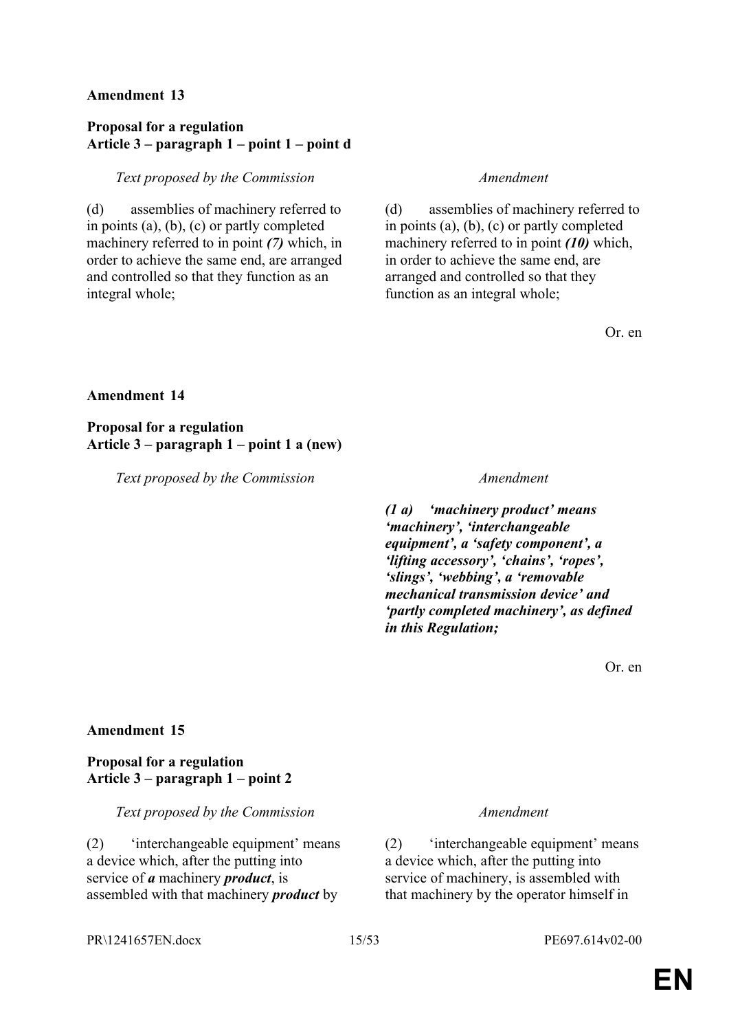**Amendment 13**

**Proposal for a regulation**
**Article 3 – paragraph 1 – point 1 – point d**

| *Text proposed by the Commission* | *Amendment* |
|---|---|
| (d) assemblies of machinery referred to in points (a), (b), (c) or partly completed machinery referred to in point ***(7)*** which, in order to achieve the same end, are arranged and controlled so that they function as an integral whole; | (d) assemblies of machinery referred to in points (a), (b), (c) or partly completed machinery referred to in point ***(10)*** which, in order to achieve the same end, are arranged and controlled so that they function as an integral whole; |

Or. en

**Amendment 14**

**Proposal for a regulation**
**Article 3 – paragraph 1 – point 1 a (new)**

| *Text proposed by the Commission* | *Amendment* |
|---|---|
| | ***(1 a) 'machinery product' means 'machinery', 'interchangeable equipment', a 'safety component', a 'lifting accessory', 'chains', 'ropes', 'slings', 'webbing', a 'removable mechanical transmission device' and 'partly completed machinery', as defined in this Regulation;*** |

Or. en

**Amendment 15**

**Proposal for a regulation**
**Article 3 – paragraph 1 – point 2**

| *Text proposed by the Commission* | *Amendment* |
|---|---|
| (2) 'interchangeable equipment' means a device which, after the putting into service of ***a*** machinery ***product***, is assembled with that machinery ***product*** by | (2) 'interchangeable equipment' means a device which, after the putting into service of machinery, is assembled with that machinery by the operator himself in |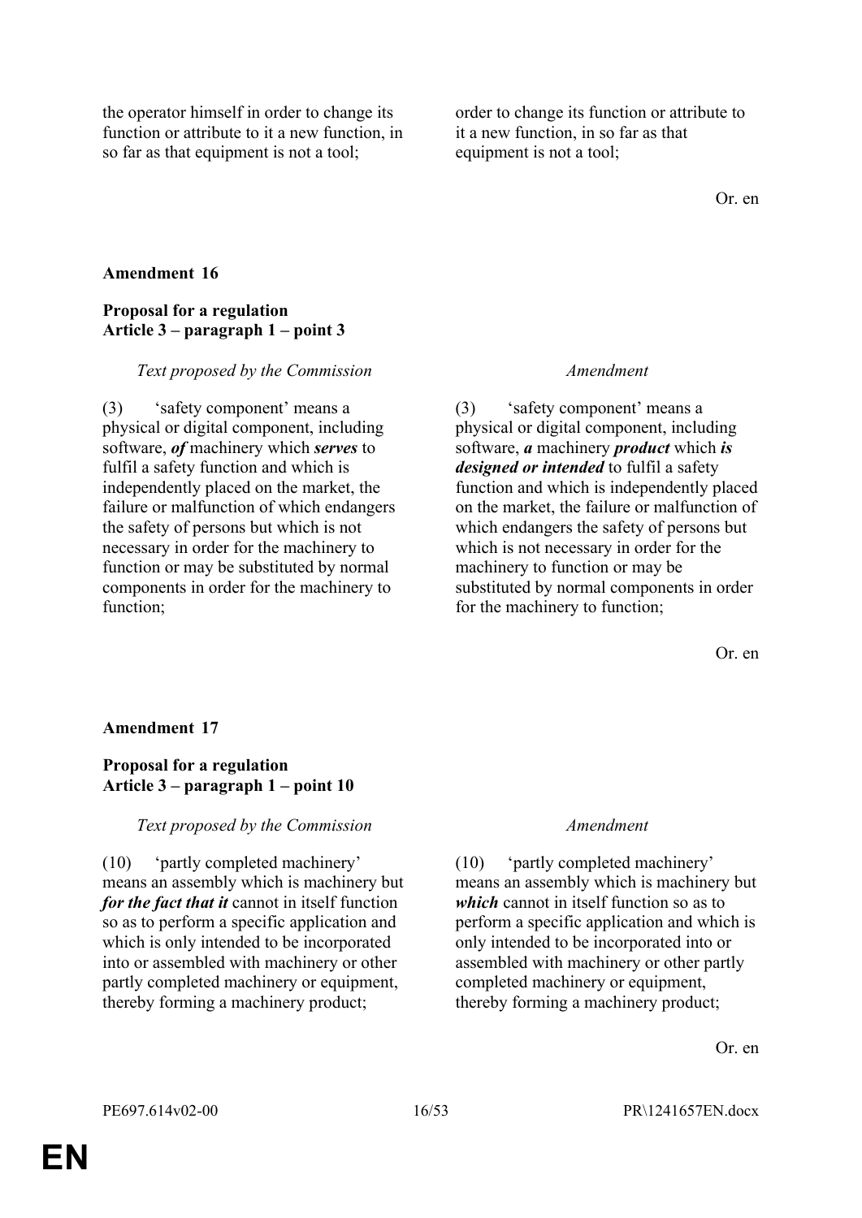| | |
|---|---|
| the operator himself in order to change its function or attribute to it a new function, in so far as that equipment is not a tool; | order to change its function or attribute to it a new function, in so far as that equipment is not a tool; |

Or. en

**Amendment 16**

**Proposal for a regulation**
**Article 3 – paragraph 1 – point 3**

| *Text proposed by the Commission* | *Amendment* |
|---|---|
| (3) 'safety component' means a physical or digital component, including software, ***of*** machinery which ***serves*** to fulfil a safety function and which is independently placed on the market, the failure or malfunction of which endangers the safety of persons but which is not necessary in order for the machinery to function or may be substituted by normal components in order for the machinery to function; | (3) 'safety component' means a physical or digital component, including software, ***a*** machinery ***product*** which ***is designed or intended*** to fulfil a safety function and which is independently placed on the market, the failure or malfunction of which endangers the safety of persons but which is not necessary in order for the machinery to function or may be substituted by normal components in order for the machinery to function; |

Or. en

**Amendment 17**

**Proposal for a regulation**
**Article 3 – paragraph 1 – point 10**

| *Text proposed by the Commission* | *Amendment* |
|---|---|
| (10) 'partly completed machinery' means an assembly which is machinery but ***for the fact that it*** cannot in itself function so as to perform a specific application and which is only intended to be incorporated into or assembled with machinery or other partly completed machinery or equipment, thereby forming a machinery product; | (10) 'partly completed machinery' means an assembly which is machinery but ***which*** cannot in itself function so as to perform a specific application and which is only intended to be incorporated into or assembled with machinery or other partly completed machinery or equipment, thereby forming a machinery product; |

Or. en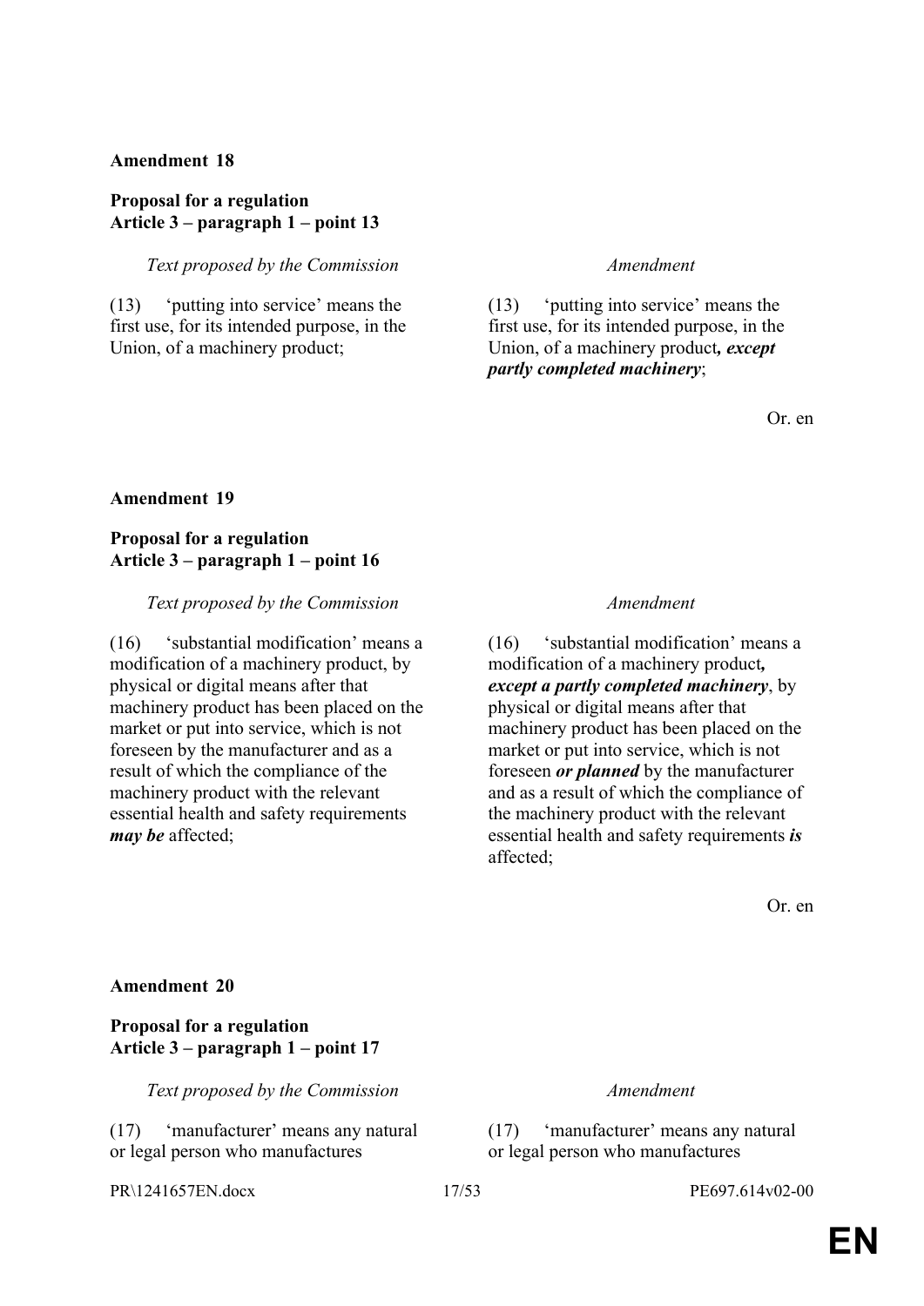**Amendment 18**

**Proposal for a regulation**
**Article 3 – paragraph 1 – point 13**

| *Text proposed by the Commission* | *Amendment* |
|---|---|
| (13) 'putting into service' means the first use, for its intended purpose, in the Union, of a machinery product; | (13) 'putting into service' means the first use, for its intended purpose, in the Union, of a machinery product***, except partly completed machinery***; |

Or. en

**Amendment 19**

**Proposal for a regulation**
**Article 3 – paragraph 1 – point 16**

| *Text proposed by the Commission* | *Amendment* |
|---|---|
| (16) 'substantial modification' means a modification of a machinery product, by physical or digital means after that machinery product has been placed on the market or put into service, which is not foreseen by the manufacturer and as a result of which the compliance of the machinery product with the relevant essential health and safety requirements ***may be*** affected; | (16) 'substantial modification' means a modification of a machinery product***, except a partly completed machinery***, by physical or digital means after that machinery product has been placed on the market or put into service, which is not foreseen ***or planned*** by the manufacturer and as a result of which the compliance of the machinery product with the relevant essential health and safety requirements ***is*** affected; |

Or. en

**Amendment 20**

**Proposal for a regulation**
**Article 3 – paragraph 1 – point 17**

| *Text proposed by the Commission* | *Amendment* |
|---|---|
| (17) 'manufacturer' means any natural or legal person who manufactures | (17) 'manufacturer' means any natural or legal person who manufactures |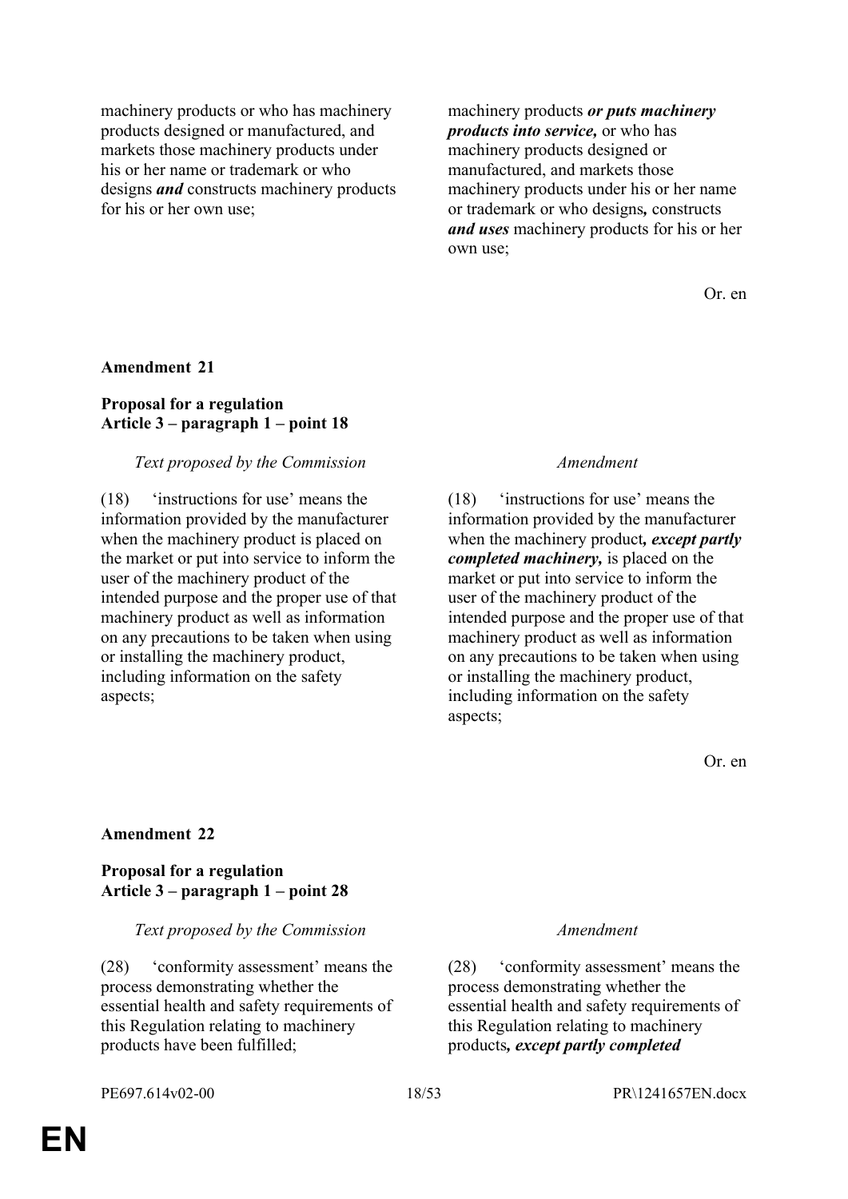| | |
|---|---|
| machinery products or who has machinery products designed or manufactured, and markets those machinery products under his or her name or trademark or who designs ***and*** constructs machinery products for his or her own use; | machinery products ***or puts machinery products into service,*** or who has machinery products designed or manufactured, and markets those machinery products under his or her name or trademark or who designs***,*** constructs ***and uses*** machinery products for his or her own use; |

Or. en

**Amendment 21**

**Proposal for a regulation**
**Article 3 – paragraph 1 – point 18**

| *Text proposed by the Commission* | *Amendment* |
|---|---|
| (18) 'instructions for use' means the information provided by the manufacturer when the machinery product is placed on the market or put into service to inform the user of the machinery product of the intended purpose and the proper use of that machinery product as well as information on any precautions to be taken when using or installing the machinery product, including information on the safety aspects; | (18) 'instructions for use' means the information provided by the manufacturer when the machinery product***, except partly completed machinery,*** is placed on the market or put into service to inform the user of the machinery product of the intended purpose and the proper use of that machinery product as well as information on any precautions to be taken when using or installing the machinery product, including information on the safety aspects; |

Or. en

**Amendment 22**

**Proposal for a regulation**
**Article 3 – paragraph 1 – point 28**

| *Text proposed by the Commission* | *Amendment* |
|---|---|
| (28) 'conformity assessment' means the process demonstrating whether the essential health and safety requirements of this Regulation relating to machinery products have been fulfilled; | (28) 'conformity assessment' means the process demonstrating whether the essential health and safety requirements of this Regulation relating to machinery products***, except partly completed*** |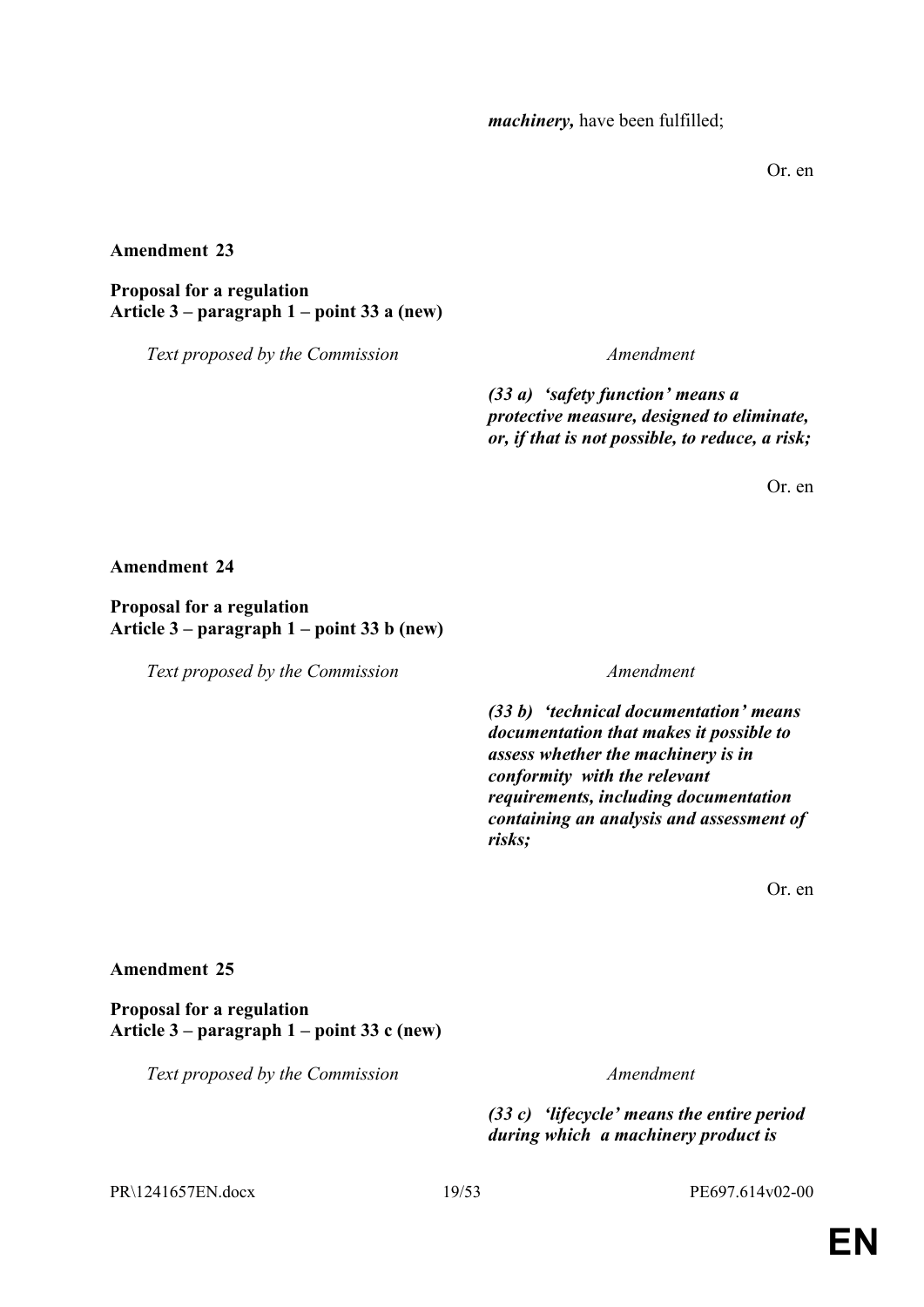| | |
|---|---|
| | ***machinery,*** have been fulfilled; |

Or. en

**Amendment 23**

**Proposal for a regulation**
**Article 3 – paragraph 1 – point 33 a (new)**

| *Text proposed by the Commission* | *Amendment* |
|---|---|
| | ***(33 a) 'safety function' means a protective measure, designed to eliminate, or, if that is not possible, to reduce, a risk;*** |

Or. en

**Amendment 24**

**Proposal for a regulation**
**Article 3 – paragraph 1 – point 33 b (new)**

| *Text proposed by the Commission* | *Amendment* |
|---|---|
| | ***(33 b) 'technical documentation' means documentation that makes it possible to assess whether the machinery is in conformity with the relevant requirements, including documentation containing an analysis and assessment of risks;*** |

Or. en

**Amendment 25**

**Proposal for a regulation**
**Article 3 – paragraph 1 – point 33 c (new)**

| *Text proposed by the Commission* | *Amendment* |
|---|---|
| | ***(33 c) 'lifecycle' means the entire period during which a machinery product is*** |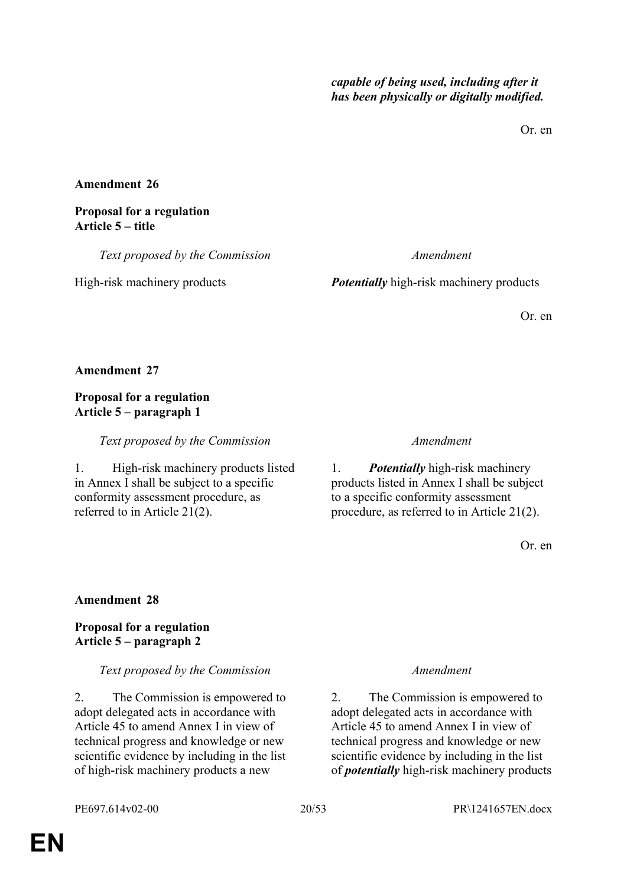| | |
|---|---|
| | ***capable of being used, including after it has been physically or digitally modified.*** |

Or. en

**Amendment 26**

**Proposal for a regulation**
**Article 5 – title**

| *Text proposed by the Commission* | *Amendment* |
|---|---|
| High-risk machinery products | ***Potentially*** high-risk machinery products |

Or. en

**Amendment 27**

**Proposal for a regulation**
**Article 5 – paragraph 1**

| *Text proposed by the Commission* | *Amendment* |
|---|---|
| 1. High-risk machinery products listed in Annex I shall be subject to a specific conformity assessment procedure, as referred to in Article 21(2). | 1. ***Potentially*** high-risk machinery products listed in Annex I shall be subject to a specific conformity assessment procedure, as referred to in Article 21(2). |

Or. en

**Amendment 28**

**Proposal for a regulation**
**Article 5 – paragraph 2**

| *Text proposed by the Commission* | *Amendment* |
|---|---|
| 2. The Commission is empowered to adopt delegated acts in accordance with Article 45 to amend Annex I in view of technical progress and knowledge or new scientific evidence by including in the list of high-risk machinery products a new | 2. The Commission is empowered to adopt delegated acts in accordance with Article 45 to amend Annex I in view of technical progress and knowledge or new scientific evidence by including in the list of ***potentially*** high-risk machinery products |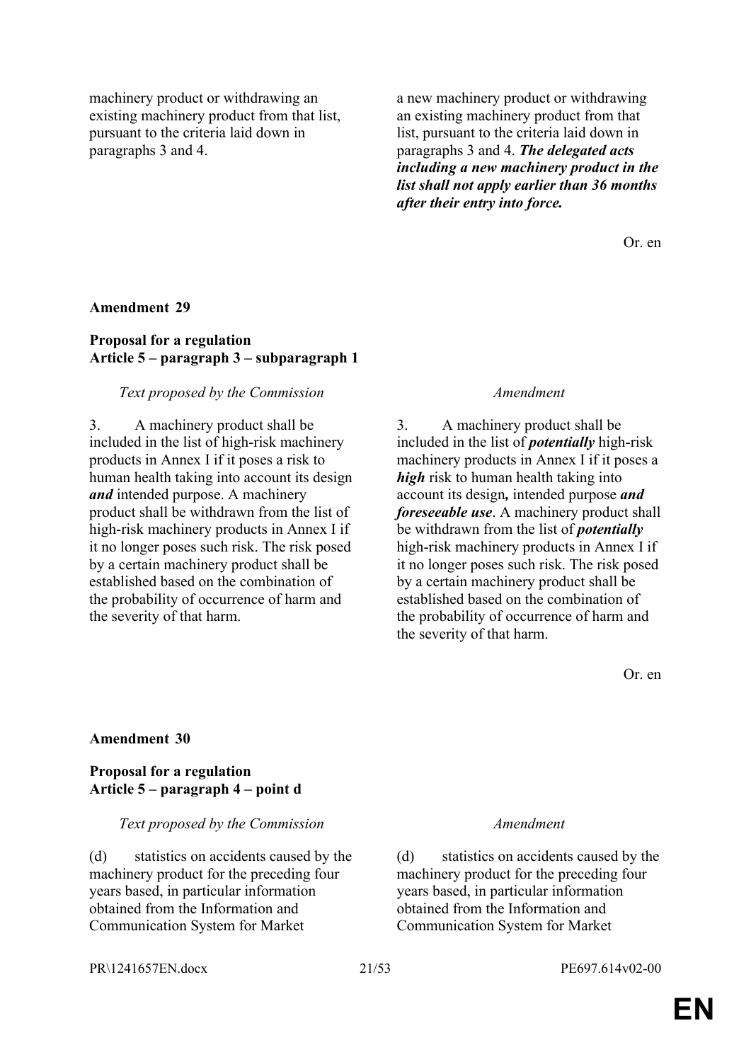| | |
|---|---|
| machinery product or withdrawing an existing machinery product from that list, pursuant to the criteria laid down in paragraphs 3 and 4. | a new machinery product or withdrawing an existing machinery product from that list, pursuant to the criteria laid down in paragraphs 3 and 4. ***The delegated acts including a new machinery product in the list shall not apply earlier than 36 months after their entry into force.*** |

Or. en

**Amendment 29**

**Proposal for a regulation**
**Article 5 – paragraph 3 – subparagraph 1**

| *Text proposed by the Commission* | *Amendment* |
|---|---|
| 3. A machinery product shall be included in the list of high-risk machinery products in Annex I if it poses a risk to human health taking into account its design ***and*** intended purpose. A machinery product shall be withdrawn from the list of high-risk machinery products in Annex I if it no longer poses such risk. The risk posed by a certain machinery product shall be established based on the combination of the probability of occurrence of harm and the severity of that harm. | 3. A machinery product shall be included in the list of ***potentially*** high-risk machinery products in Annex I if it poses a ***high*** risk to human health taking into account its design***,*** intended purpose ***and foreseeable use***. A machinery product shall be withdrawn from the list of ***potentially*** high-risk machinery products in Annex I if it no longer poses such risk. The risk posed by a certain machinery product shall be established based on the combination of the probability of occurrence of harm and the severity of that harm. |

Or. en

**Amendment 30**

**Proposal for a regulation**
**Article 5 – paragraph 4 – point d**

| *Text proposed by the Commission* | *Amendment* |
|---|---|
| (d) statistics on accidents caused by the machinery product for the preceding four years based, in particular information obtained from the Information and Communication System for Market | (d) statistics on accidents caused by the machinery product for the preceding four years based, in particular information obtained from the Information and Communication System for Market |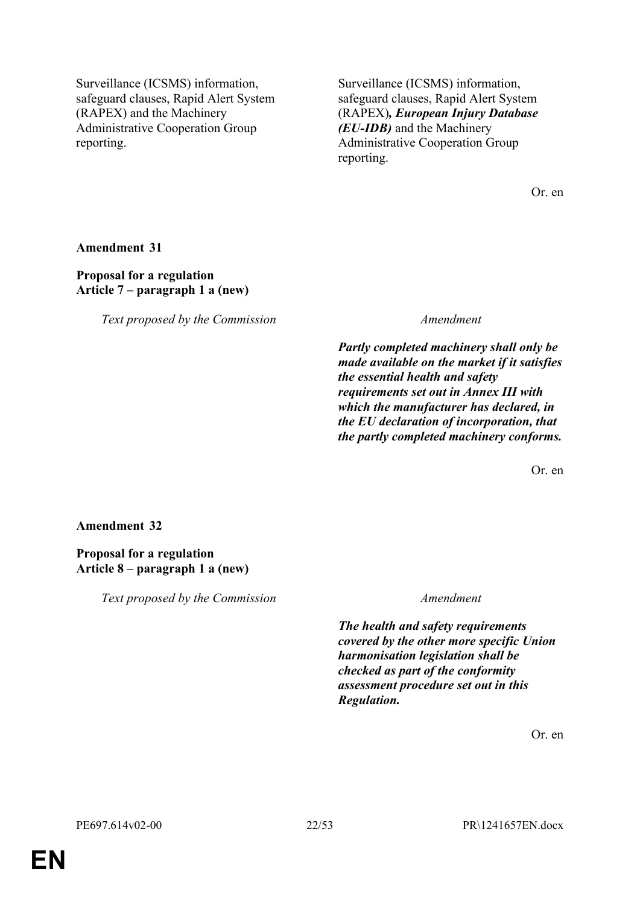| | |
|---|---|
| Surveillance (ICSMS) information, safeguard clauses, Rapid Alert System (RAPEX) and the Machinery Administrative Cooperation Group reporting. | Surveillance (ICSMS) information, safeguard clauses, Rapid Alert System (RAPEX)***, European Injury Database (EU-IDB)*** and the Machinery Administrative Cooperation Group reporting. |

Or. en

**Amendment 31**

**Proposal for a regulation**
**Article 7 – paragraph 1 a (new)**

| *Text proposed by the Commission* | *Amendment* |
|---|---|
| | ***Partly completed machinery shall only be made available on the market if it satisfies the essential health and safety requirements set out in Annex III with which the manufacturer has declared, in the EU declaration of incorporation, that the partly completed machinery conforms.*** |

Or. en

**Amendment 32**

**Proposal for a regulation**
**Article 8 – paragraph 1 a (new)**

| *Text proposed by the Commission* | *Amendment* |
|---|---|
| | ***The health and safety requirements covered by the other more specific Union harmonisation legislation shall be checked as part of the conformity assessment procedure set out in this Regulation.*** |

Or. en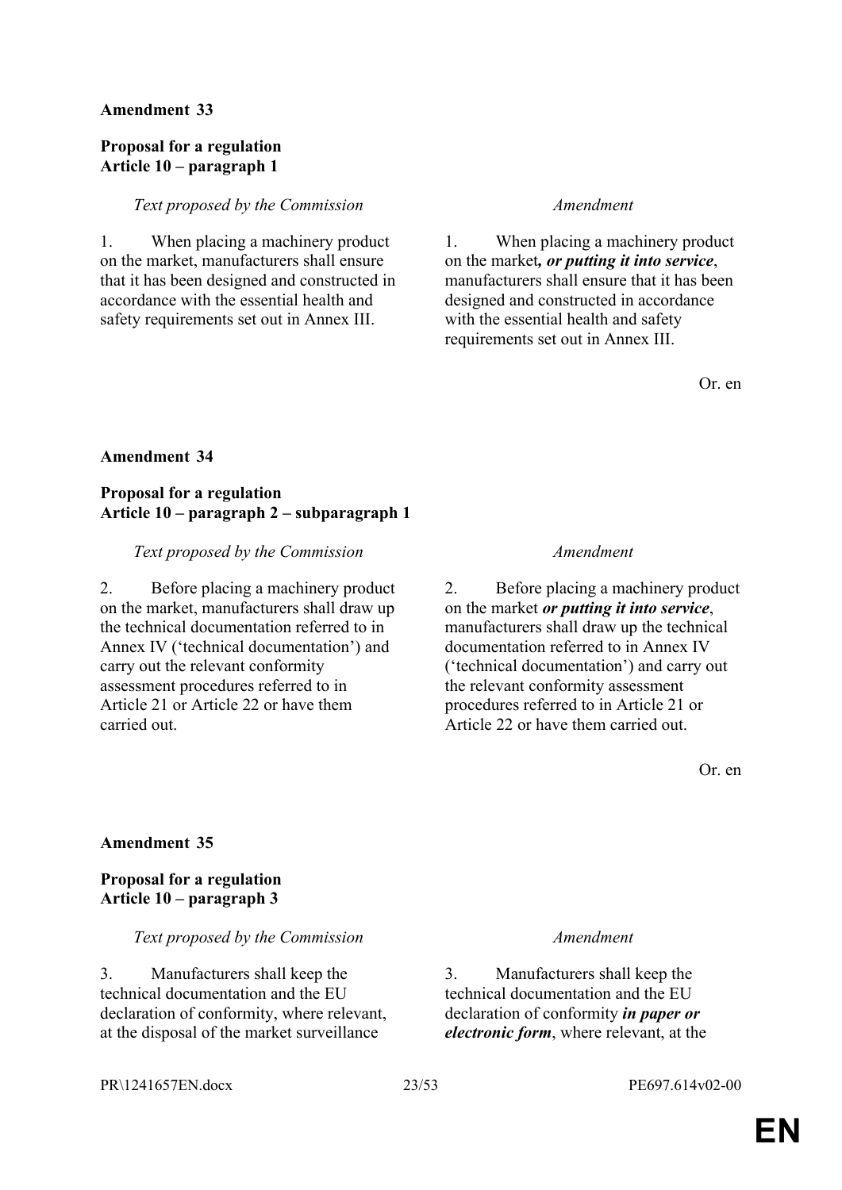**Amendment 33**

**Proposal for a regulation**
**Article 10 – paragraph 1**

| *Text proposed by the Commission* | *Amendment* |
| --- | --- |
| 1. When placing a machinery product on the market, manufacturers shall ensure that it has been designed and constructed in accordance with the essential health and safety requirements set out in Annex III. | 1. When placing a machinery product on the market***, or putting it into service***, manufacturers shall ensure that it has been designed and constructed in accordance with the essential health and safety requirements set out in Annex III. |

Or. en

**Amendment 34**

**Proposal for a regulation**
**Article 10 – paragraph 2 – subparagraph 1**

| *Text proposed by the Commission* | *Amendment* |
| --- | --- |
| 2. Before placing a machinery product on the market, manufacturers shall draw up the technical documentation referred to in Annex IV ('technical documentation') and carry out the relevant conformity assessment procedures referred to in Article 21 or Article 22 or have them carried out. | 2. Before placing a machinery product on the market ***or putting it into service***, manufacturers shall draw up the technical documentation referred to in Annex IV ('technical documentation') and carry out the relevant conformity assessment procedures referred to in Article 21 or Article 22 or have them carried out. |

Or. en

**Amendment 35**

**Proposal for a regulation**
**Article 10 – paragraph 3**

| *Text proposed by the Commission* | *Amendment* |
| --- | --- |
| 3. Manufacturers shall keep the technical documentation and the EU declaration of conformity, where relevant, at the disposal of the market surveillance | 3. Manufacturers shall keep the technical documentation and the EU declaration of conformity ***in paper or electronic form***, where relevant, at the |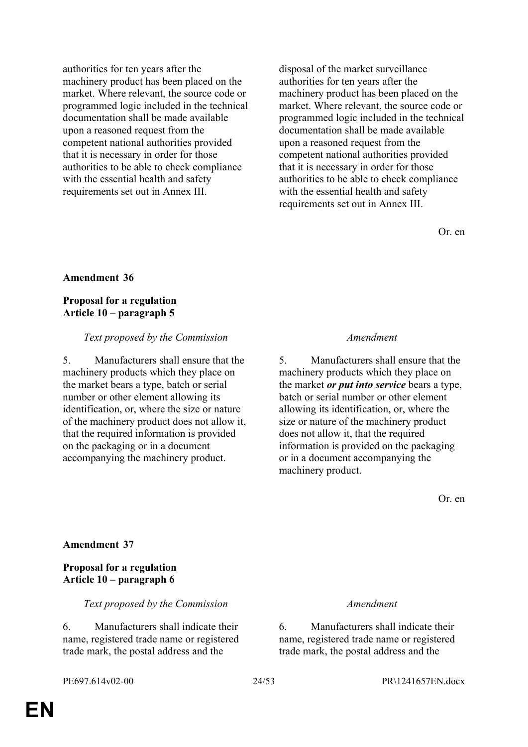| | |
|---|---|
| authorities for ten years after the machinery product has been placed on the market. Where relevant, the source code or programmed logic included in the technical documentation shall be made available upon a reasoned request from the competent national authorities provided that it is necessary in order for those authorities to be able to check compliance with the essential health and safety requirements set out in Annex III. | disposal of the market surveillance authorities for ten years after the machinery product has been placed on the market. Where relevant, the source code or programmed logic included in the technical documentation shall be made available upon a reasoned request from the competent national authorities provided that it is necessary in order for those authorities to be able to check compliance with the essential health and safety requirements set out in Annex III. |

Or. en

**Amendment 36**

**Proposal for a regulation**
**Article 10 – paragraph 5**

| *Text proposed by the Commission* | *Amendment* |
|---|---|
| 5. Manufacturers shall ensure that the machinery products which they place on the market bears a type, batch or serial number or other element allowing its identification, or, where the size or nature of the machinery product does not allow it, that the required information is provided on the packaging or in a document accompanying the machinery product. | 5. Manufacturers shall ensure that the machinery products which they place on the market ***or put into service*** bears a type, batch or serial number or other element allowing its identification, or, where the size or nature of the machinery product does not allow it, that the required information is provided on the packaging or in a document accompanying the machinery product. |

Or. en

**Amendment 37**

**Proposal for a regulation**
**Article 10 – paragraph 6**

| *Text proposed by the Commission* | *Amendment* |
|---|---|
| 6. Manufacturers shall indicate their name, registered trade name or registered trade mark, the postal address and the | 6. Manufacturers shall indicate their name, registered trade name or registered trade mark, the postal address and the |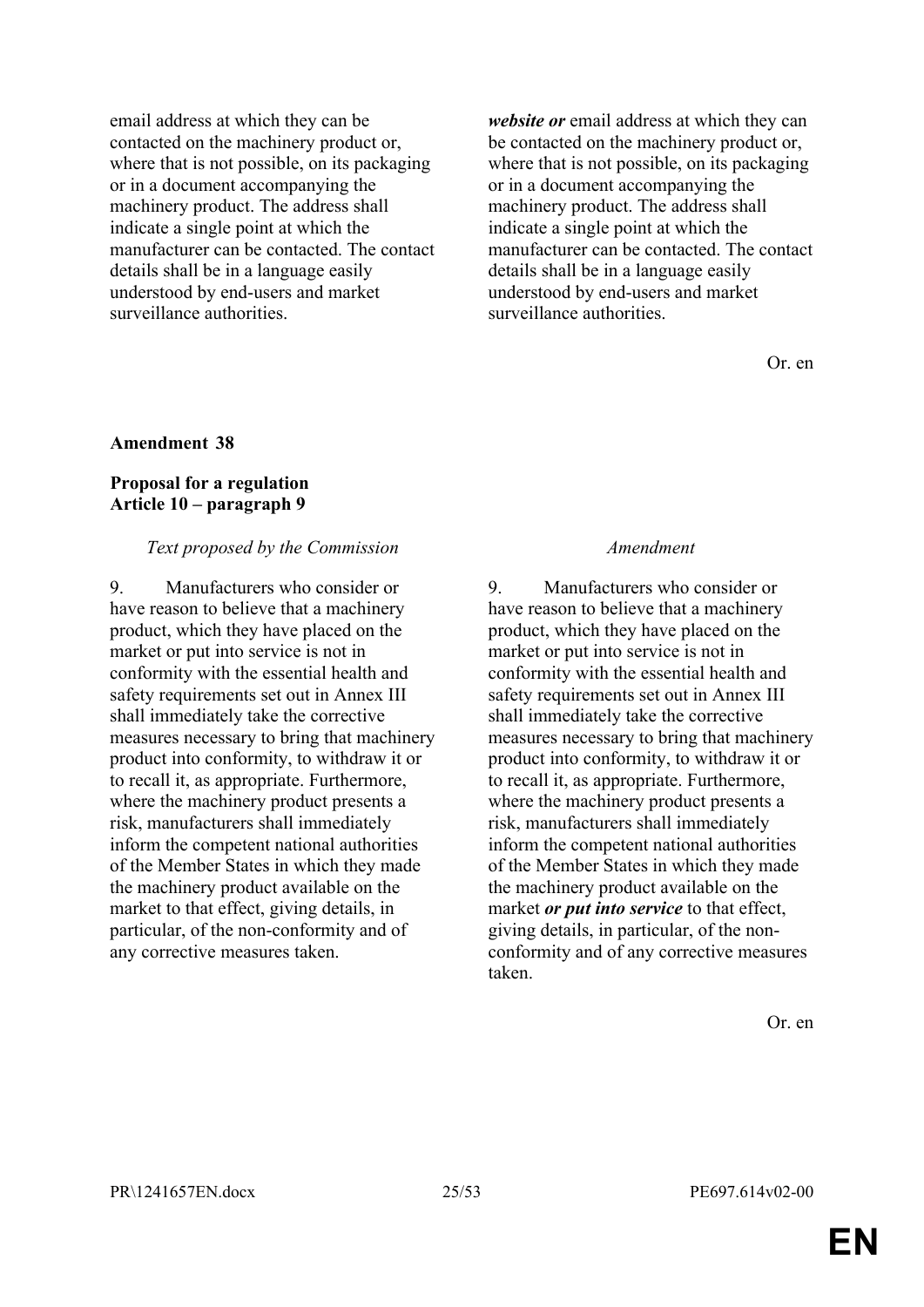| | |
|---|---|
| email address at which they can be contacted on the machinery product or, where that is not possible, on its packaging or in a document accompanying the machinery product. The address shall indicate a single point at which the manufacturer can be contacted. The contact details shall be in a language easily understood by end-users and market surveillance authorities. | ***website or*** email address at which they can be contacted on the machinery product or, where that is not possible, on its packaging or in a document accompanying the machinery product. The address shall indicate a single point at which the manufacturer can be contacted. The contact details shall be in a language easily understood by end-users and market surveillance authorities. |

Or. en

**Amendment 38**

**Proposal for a regulation**
**Article 10 – paragraph 9**

| *Text proposed by the Commission* | *Amendment* |
|---|---|
| 9. Manufacturers who consider or have reason to believe that a machinery product, which they have placed on the market or put into service is not in conformity with the essential health and safety requirements set out in Annex III shall immediately take the corrective measures necessary to bring that machinery product into conformity, to withdraw it or to recall it, as appropriate. Furthermore, where the machinery product presents a risk, manufacturers shall immediately inform the competent national authorities of the Member States in which they made the machinery product available on the market to that effect, giving details, in particular, of the non-conformity and of any corrective measures taken. | 9. Manufacturers who consider or have reason to believe that a machinery product, which they have placed on the market or put into service is not in conformity with the essential health and safety requirements set out in Annex III shall immediately take the corrective measures necessary to bring that machinery product into conformity, to withdraw it or to recall it, as appropriate. Furthermore, where the machinery product presents a risk, manufacturers shall immediately inform the competent national authorities of the Member States in which they made the machinery product available on the market ***or put into service*** to that effect, giving details, in particular, of the non-conformity and of any corrective measures taken. |

Or. en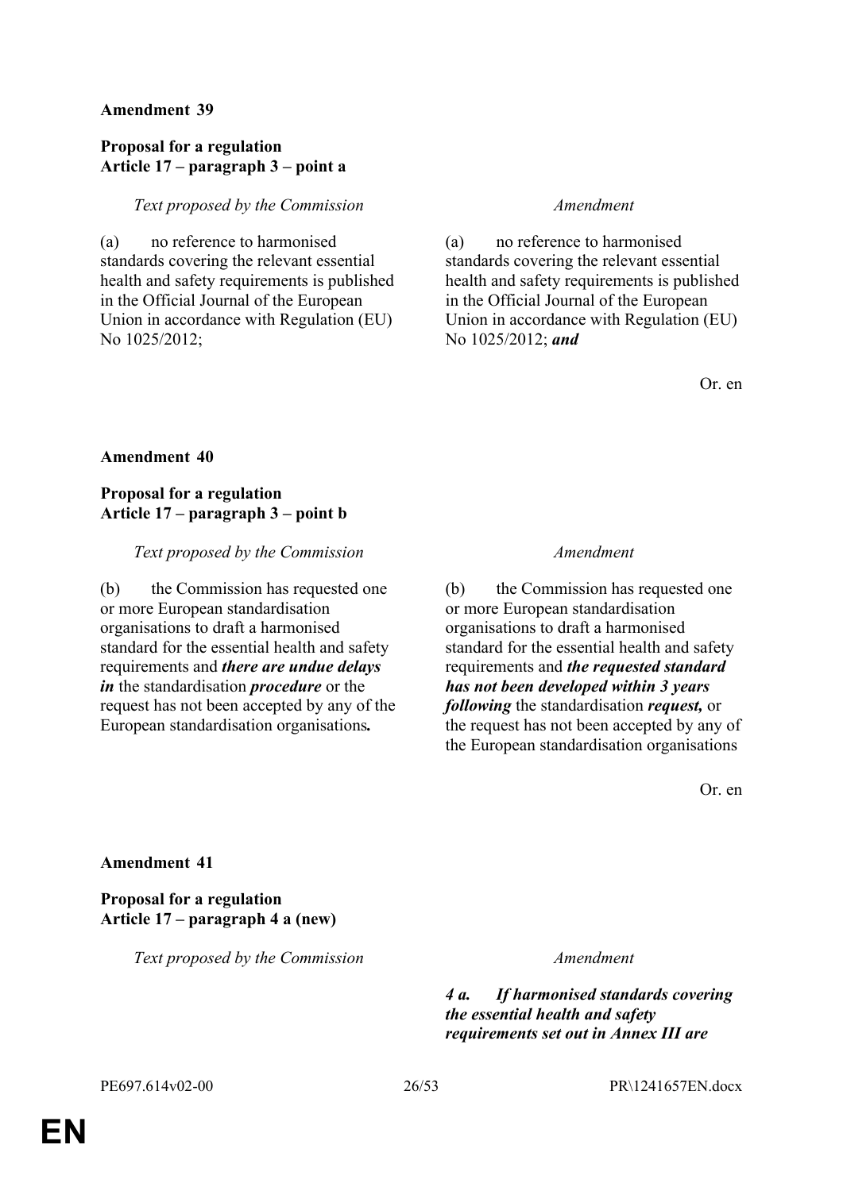**Amendment 39**

**Proposal for a regulation**
**Article 17 – paragraph 3 – point a**

| *Text proposed by the Commission* | *Amendment* |
|---|---|
| (a) no reference to harmonised standards covering the relevant essential health and safety requirements is published in the Official Journal of the European Union in accordance with Regulation (EU) No 1025/2012; | (a) no reference to harmonised standards covering the relevant essential health and safety requirements is published in the Official Journal of the European Union in accordance with Regulation (EU) No 1025/2012; ***and*** |

Or. en

**Amendment 40**

**Proposal for a regulation**
**Article 17 – paragraph 3 – point b**

| *Text proposed by the Commission* | *Amendment* |
|---|---|
| (b) the Commission has requested one or more European standardisation organisations to draft a harmonised standard for the essential health and safety requirements and ***there are undue delays in*** the standardisation ***procedure*** or the request has not been accepted by any of the European standardisation organisations***.*** | (b) the Commission has requested one or more European standardisation organisations to draft a harmonised standard for the essential health and safety requirements and ***the requested standard has not been developed within 3 years following*** the standardisation ***request,*** or the request has not been accepted by any of the European standardisation organisations |

Or. en

**Amendment 41**

**Proposal for a regulation**
**Article 17 – paragraph 4 a (new)**

| *Text proposed by the Commission* | *Amendment* |
|---|---|
| | ***4 a. If harmonised standards covering the essential health and safety requirements set out in Annex III are*** |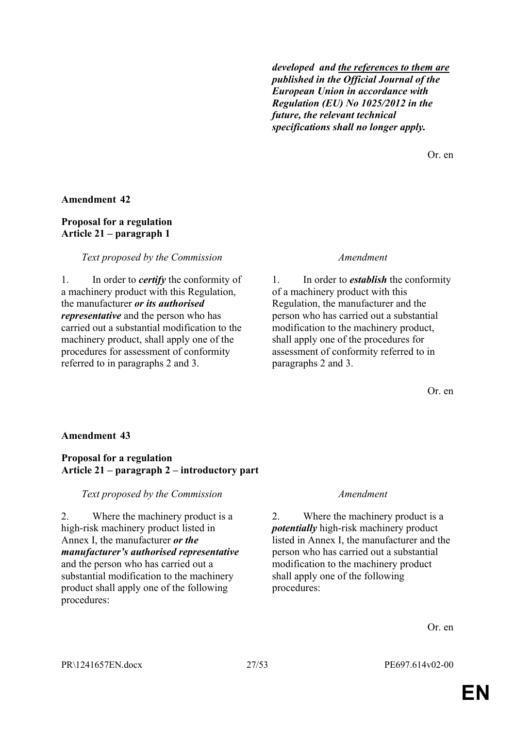| | |
|---|---|
| | ***developed and <u>the references to them are</u> published in the Official Journal of the European Union in accordance with Regulation (EU) No 1025/2012 in the future, the relevant technical specifications shall no longer apply.*** |

Or. en

**Amendment 42**

**Proposal for a regulation**
**Article 21 – paragraph 1**

| *Text proposed by the Commission* | *Amendment* |
|---|---|
| 1. In order to ***certify*** the conformity of a machinery product with this Regulation, the manufacturer ***or its authorised representative*** and the person who has carried out a substantial modification to the machinery product, shall apply one of the procedures for assessment of conformity referred to in paragraphs 2 and 3. | 1. In order to ***establish*** the conformity of a machinery product with this Regulation, the manufacturer and the person who has carried out a substantial modification to the machinery product, shall apply one of the procedures for assessment of conformity referred to in paragraphs 2 and 3. |

Or. en

**Amendment 43**

**Proposal for a regulation**
**Article 21 – paragraph 2 – introductory part**

| *Text proposed by the Commission* | *Amendment* |
|---|---|
| 2. Where the machinery product is a high-risk machinery product listed in Annex I, the manufacturer ***or the manufacturer's authorised representative*** and the person who has carried out a substantial modification to the machinery product shall apply one of the following procedures: | 2. Where the machinery product is a ***potentially*** high-risk machinery product listed in Annex I, the manufacturer and the person who has carried out a substantial modification to the machinery product shall apply one of the following procedures: |

Or. en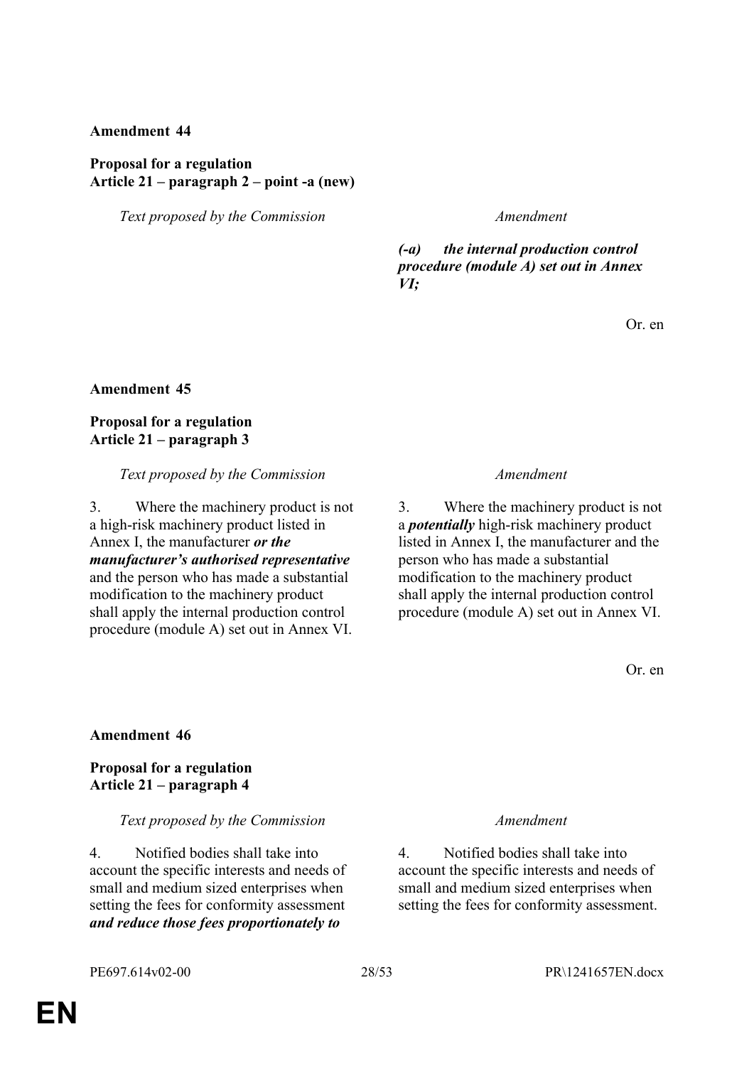**Amendment 44**

**Proposal for a regulation**
**Article 21 – paragraph 2 – point -a (new)**

| *Text proposed by the Commission* | *Amendment* |
| --- | --- |
| | ***(-a) the internal production control procedure (module A) set out in Annex VI;*** |

Or. en

**Amendment 45**

**Proposal for a regulation**
**Article 21 – paragraph 3**

| *Text proposed by the Commission* | *Amendment* |
| --- | --- |
| 3. Where the machinery product is not a high-risk machinery product listed in Annex I, the manufacturer ***or the manufacturer's authorised representative*** and the person who has made a substantial modification to the machinery product shall apply the internal production control procedure (module A) set out in Annex VI. | 3. Where the machinery product is not a ***potentially*** high-risk machinery product listed in Annex I, the manufacturer and the person who has made a substantial modification to the machinery product shall apply the internal production control procedure (module A) set out in Annex VI. |

Or. en

**Amendment 46**

**Proposal for a regulation**
**Article 21 – paragraph 4**

| *Text proposed by the Commission* | *Amendment* |
| --- | --- |
| 4. Notified bodies shall take into account the specific interests and needs of small and medium sized enterprises when setting the fees for conformity assessment ***and reduce those fees proportionately to*** | 4. Notified bodies shall take into account the specific interests and needs of small and medium sized enterprises when setting the fees for conformity assessment. |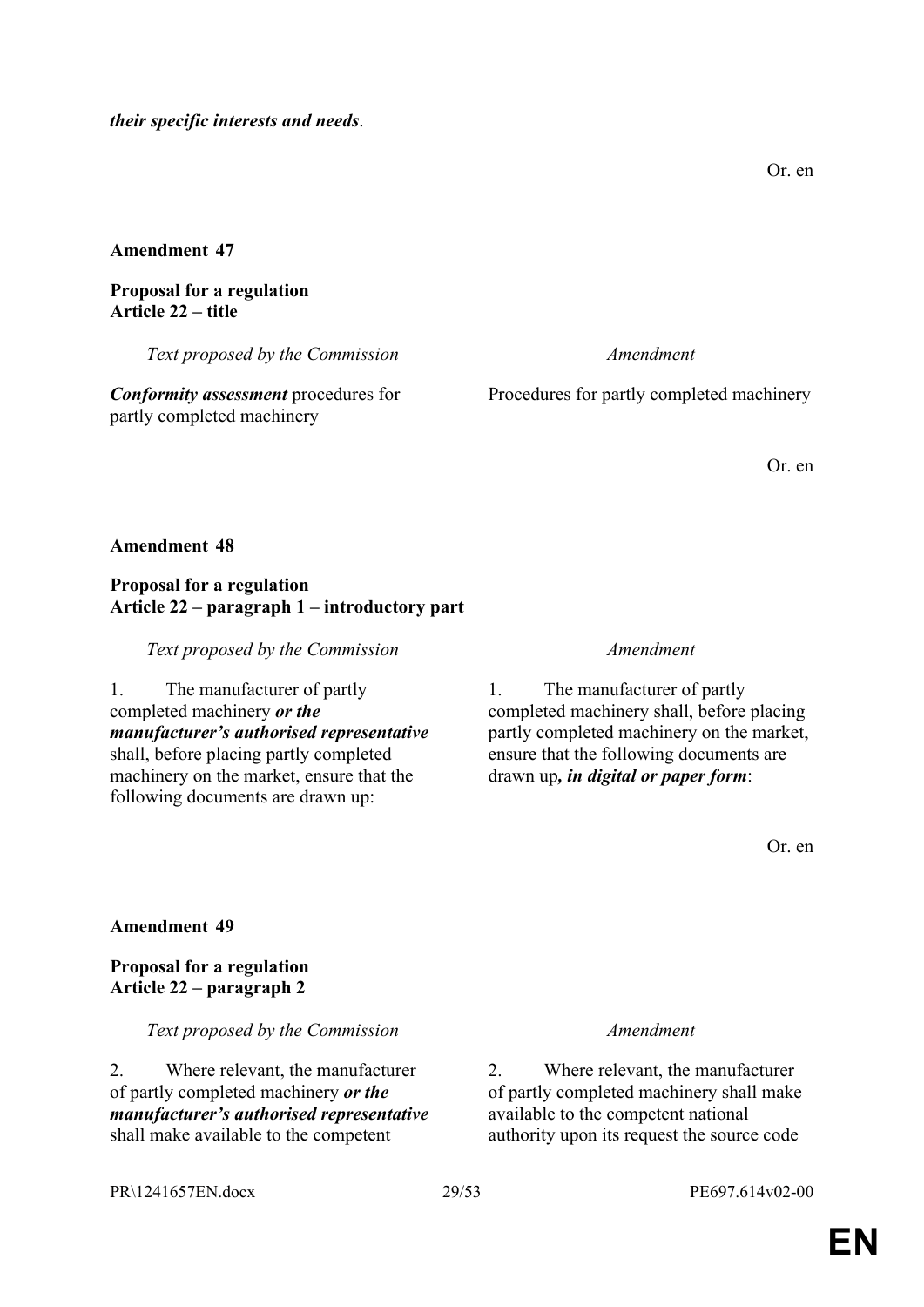*their specific interests and needs*.

Or. en

**Amendment 47**

**Proposal for a regulation**
**Article 22 – title**

| *Text proposed by the Commission* | *Amendment* |
| --- | --- |
| ***Conformity assessment*** procedures for partly completed machinery | Procedures for partly completed machinery |

Or. en

**Amendment 48**

**Proposal for a regulation**
**Article 22 – paragraph 1 – introductory part**

| *Text proposed by the Commission* | *Amendment* |
| --- | --- |
| 1. The manufacturer of partly completed machinery ***or the manufacturer's authorised representative*** shall, before placing partly completed machinery on the market, ensure that the following documents are drawn up: | 1. The manufacturer of partly completed machinery shall, before placing partly completed machinery on the market, ensure that the following documents are drawn up***, in digital or paper form***: |

Or. en

**Amendment 49**

**Proposal for a regulation**
**Article 22 – paragraph 2**

| *Text proposed by the Commission* | *Amendment* |
| --- | --- |
| 2. Where relevant, the manufacturer of partly completed machinery ***or the manufacturer's authorised representative*** shall make available to the competent | 2. Where relevant, the manufacturer of partly completed machinery shall make available to the competent national authority upon its request the source code |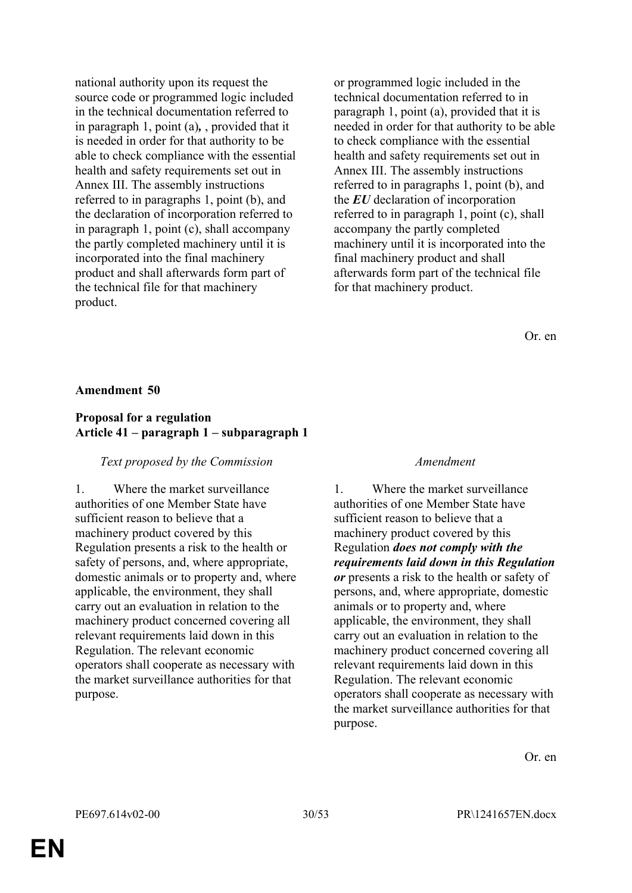| | |
|---|---|
| national authority upon its request the source code or programmed logic included in the technical documentation referred to in paragraph 1, point (a)***,*** , provided that it is needed in order for that authority to be able to check compliance with the essential health and safety requirements set out in Annex III. The assembly instructions referred to in paragraphs 1, point (b), and the declaration of incorporation referred to in paragraph 1, point (c), shall accompany the partly completed machinery until it is incorporated into the final machinery product and shall afterwards form part of the technical file for that machinery product. | or programmed logic included in the technical documentation referred to in paragraph 1, point (a), provided that it is needed in order for that authority to be able to check compliance with the essential health and safety requirements set out in Annex III. The assembly instructions referred to in paragraphs 1, point (b), and the ***EU*** declaration of incorporation referred to in paragraph 1, point (c), shall accompany the partly completed machinery until it is incorporated into the final machinery product and shall afterwards form part of the technical file for that machinery product. |

Or. en

**Amendment 50**

**Proposal for a regulation**
**Article 41 – paragraph 1 – subparagraph 1**

| *Text proposed by the Commission* | *Amendment* |
|---|---|
| 1. Where the market surveillance authorities of one Member State have sufficient reason to believe that a machinery product covered by this Regulation presents a risk to the health or safety of persons, and, where appropriate, domestic animals or to property and, where applicable, the environment, they shall carry out an evaluation in relation to the machinery product concerned covering all relevant requirements laid down in this Regulation. The relevant economic operators shall cooperate as necessary with the market surveillance authorities for that purpose. | 1. Where the market surveillance authorities of one Member State have sufficient reason to believe that a machinery product covered by this Regulation ***does not comply with the requirements laid down in this Regulation or*** presents a risk to the health or safety of persons, and, where appropriate, domestic animals or to property and, where applicable, the environment, they shall carry out an evaluation in relation to the machinery product concerned covering all relevant requirements laid down in this Regulation. The relevant economic operators shall cooperate as necessary with the market surveillance authorities for that purpose. |

Or. en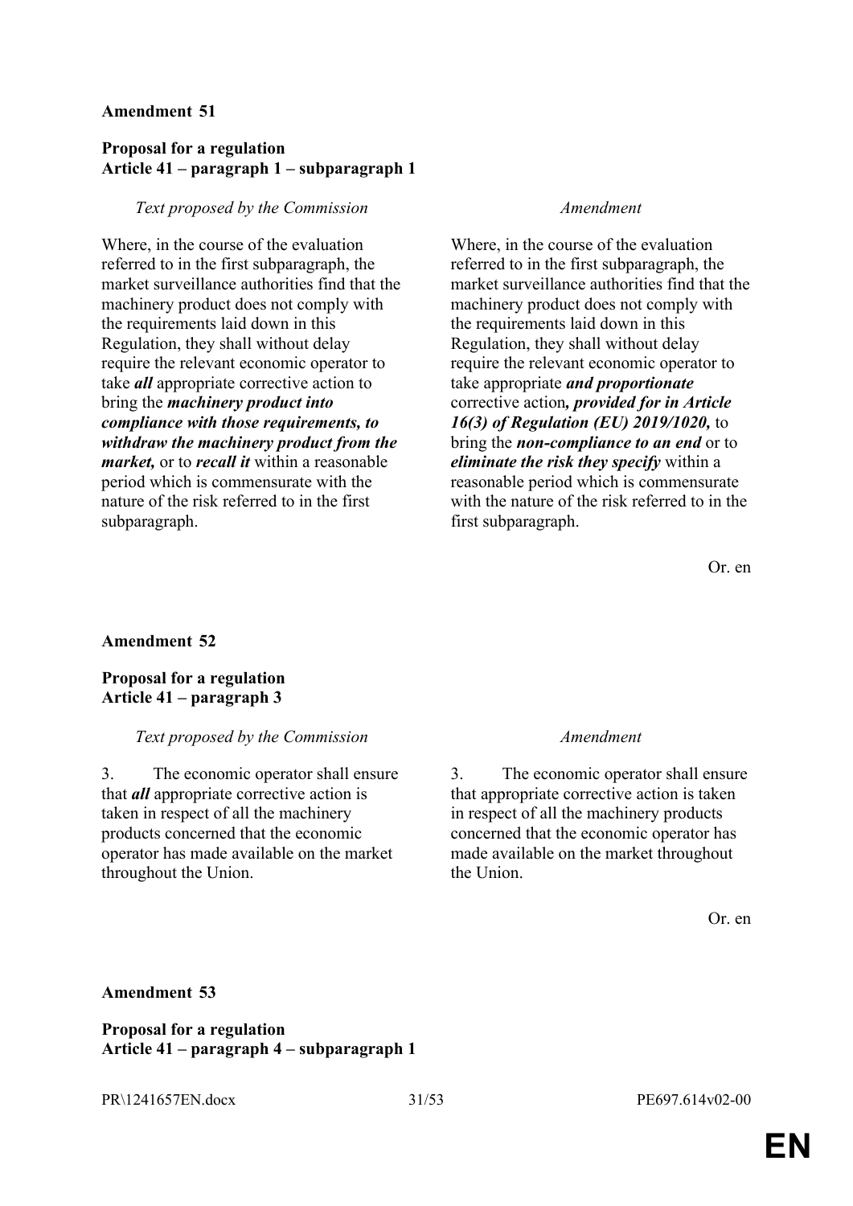**Amendment 51**

**Proposal for a regulation**
**Article 41 – paragraph 1 – subparagraph 1**

| *Text proposed by the Commission* | *Amendment* |
|---|---|
| Where, in the course of the evaluation referred to in the first subparagraph, the market surveillance authorities find that the machinery product does not comply with the requirements laid down in this Regulation, they shall without delay require the relevant economic operator to take ***all*** appropriate corrective action to bring the ***machinery product into compliance with those requirements, to withdraw the machinery product from the market,*** or to ***recall it*** within a reasonable period which is commensurate with the nature of the risk referred to in the first subparagraph. | Where, in the course of the evaluation referred to in the first subparagraph, the market surveillance authorities find that the machinery product does not comply with the requirements laid down in this Regulation, they shall without delay require the relevant economic operator to take appropriate ***and proportionate*** corrective action***, provided for in Article 16(3) of Regulation (EU) 2019/1020,*** to bring the ***non-compliance to an end*** or to ***eliminate the risk they specify*** within a reasonable period which is commensurate with the nature of the risk referred to in the first subparagraph. |

Or. en

**Amendment 52**

**Proposal for a regulation**
**Article 41 – paragraph 3**

| *Text proposed by the Commission* | *Amendment* |
|---|---|
| 3. The economic operator shall ensure that ***all*** appropriate corrective action is taken in respect of all the machinery products concerned that the economic operator has made available on the market throughout the Union. | 3. The economic operator shall ensure that appropriate corrective action is taken in respect of all the machinery products concerned that the economic operator has made available on the market throughout the Union. |

Or. en

**Amendment 53**

**Proposal for a regulation**
**Article 41 – paragraph 4 – subparagraph 1**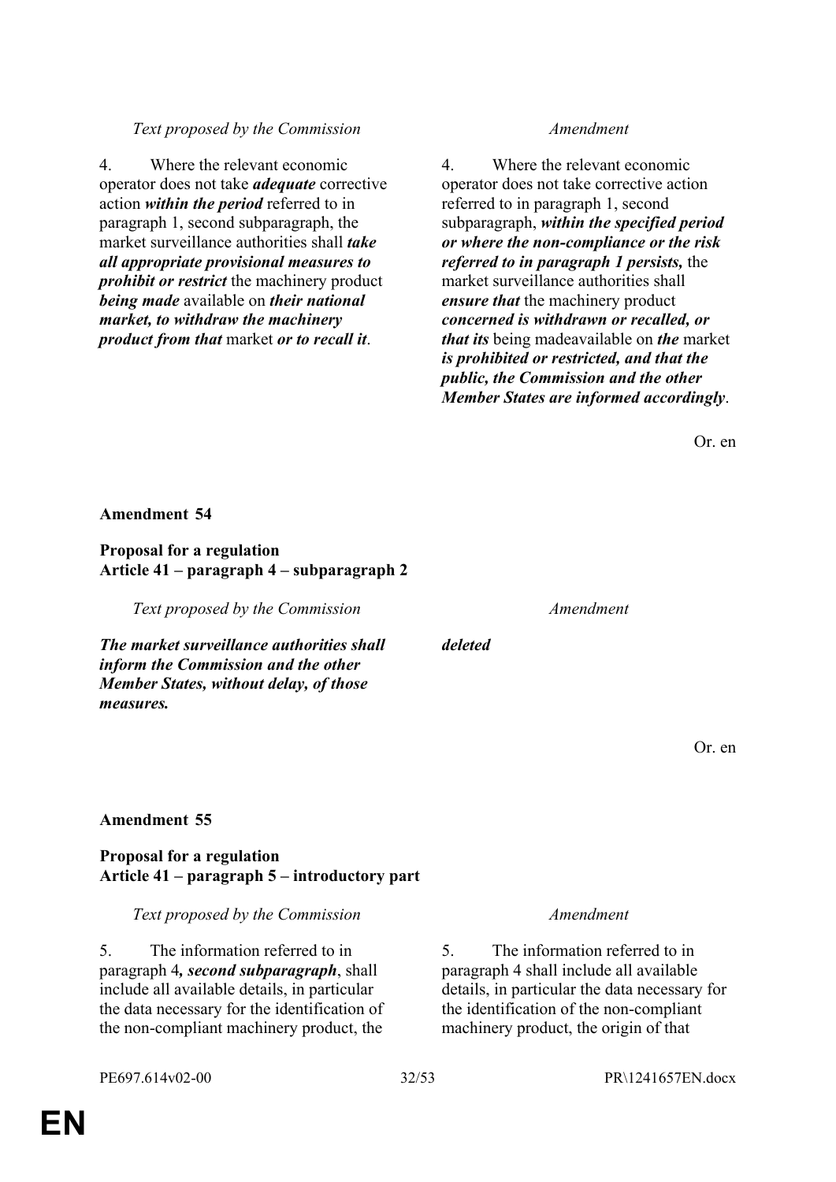| *Text proposed by the Commission* | *Amendment* |
| --- | --- |
| 4. Where the relevant economic operator does not take ***adequate*** corrective action ***within the period*** referred to in paragraph 1, second subparagraph, the market surveillance authorities shall ***take all appropriate provisional measures to prohibit or restrict*** the machinery product ***being made*** available on ***their national market, to withdraw the machinery product from that*** market ***or to recall it***. | 4. Where the relevant economic operator does not take corrective action referred to in paragraph 1, second subparagraph, ***within the specified period or where the non-compliance or the risk referred to in paragraph 1 persists,*** the market surveillance authorities shall ***ensure that*** the machinery product ***concerned is withdrawn or recalled, or that its*** being madeavailable on ***the*** market ***is prohibited or restricted, and that the public, the Commission and the other Member States are informed accordingly***. |

Or. en

**Amendment 54**

**Proposal for a regulation**
**Article 41 – paragraph 4 – subparagraph 2**

| *Text proposed by the Commission* | *Amendment* |
| --- | --- |
| ***The market surveillance authorities shall inform the Commission and the other Member States, without delay, of those measures.*** | ***deleted*** |

Or. en

**Amendment 55**

**Proposal for a regulation**
**Article 41 – paragraph 5 – introductory part**

| *Text proposed by the Commission* | *Amendment* |
| --- | --- |
| 5. The information referred to in paragraph 4***, second subparagraph***, shall include all available details, in particular the data necessary for the identification of the non-compliant machinery product, the | 5. The information referred to in paragraph 4 shall include all available details, in particular the data necessary for the identification of the non-compliant machinery product, the origin of that |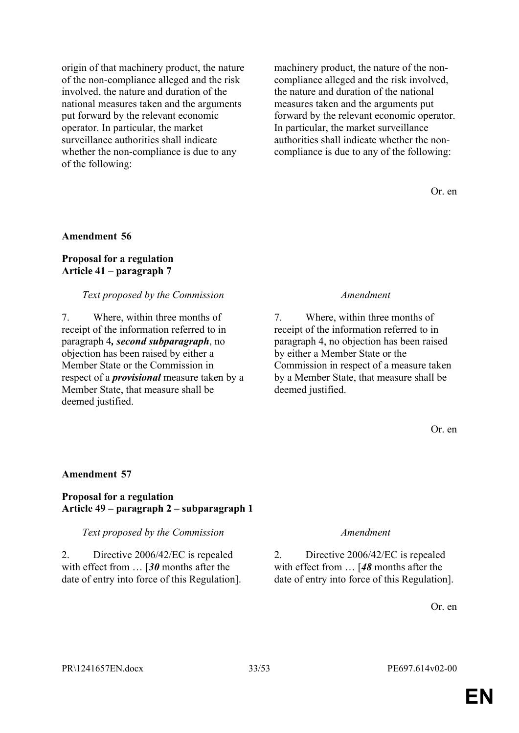| | |
|---|---|
| origin of that machinery product, the nature of the non-compliance alleged and the risk involved, the nature and duration of the national measures taken and the arguments put forward by the relevant economic operator. In particular, the market surveillance authorities shall indicate whether the non-compliance is due to any of the following: | machinery product, the nature of the non-compliance alleged and the risk involved, the nature and duration of the national measures taken and the arguments put forward by the relevant economic operator. In particular, the market surveillance authorities shall indicate whether the non-compliance is due to any of the following: |

Or. en

**Amendment 56**

**Proposal for a regulation**
**Article 41 – paragraph 7**

| *Text proposed by the Commission* | *Amendment* |
|---|---|
| 7. Where, within three months of receipt of the information referred to in paragraph 4***, second subparagraph***, no objection has been raised by either a Member State or the Commission in respect of a ***provisional*** measure taken by a Member State, that measure shall be deemed justified. | 7. Where, within three months of receipt of the information referred to in paragraph 4, no objection has been raised by either a Member State or the Commission in respect of a measure taken by a Member State, that measure shall be deemed justified. |

Or. en

**Amendment 57**

**Proposal for a regulation**
**Article 49 – paragraph 2 – subparagraph 1**

| *Text proposed by the Commission* | *Amendment* |
|---|---|
| 2. Directive 2006/42/EC is repealed with effect from … [***30*** months after the date of entry into force of this Regulation]. | 2. Directive 2006/42/EC is repealed with effect from … [***48*** months after the date of entry into force of this Regulation]. |

Or. en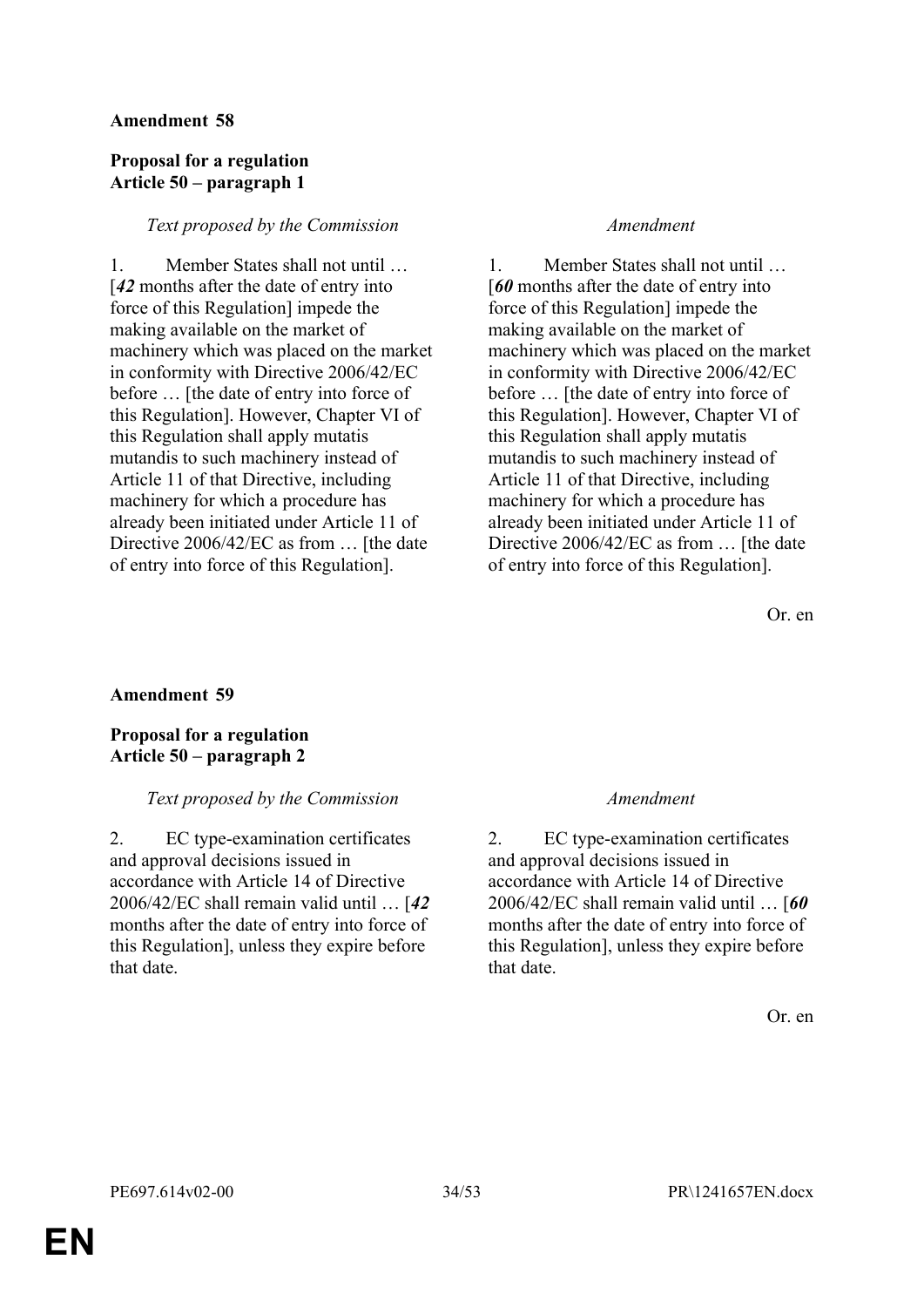**Amendment 58**

**Proposal for a regulation**
**Article 50 – paragraph 1**

| *Text proposed by the Commission* | *Amendment* |
|---|---|
| 1. Member States shall not until … [***42*** months after the date of entry into force of this Regulation] impede the making available on the market of machinery which was placed on the market in conformity with Directive 2006/42/EC before … [the date of entry into force of this Regulation]. However, Chapter VI of this Regulation shall apply mutatis mutandis to such machinery instead of Article 11 of that Directive, including machinery for which a procedure has already been initiated under Article 11 of Directive 2006/42/EC as from … [the date of entry into force of this Regulation]. | 1. Member States shall not until … [***60*** months after the date of entry into force of this Regulation] impede the making available on the market of machinery which was placed on the market in conformity with Directive 2006/42/EC before … [the date of entry into force of this Regulation]. However, Chapter VI of this Regulation shall apply mutatis mutandis to such machinery instead of Article 11 of that Directive, including machinery for which a procedure has already been initiated under Article 11 of Directive 2006/42/EC as from … [the date of entry into force of this Regulation]. |

Or. en

**Amendment 59**

**Proposal for a regulation**
**Article 50 – paragraph 2**

| *Text proposed by the Commission* | *Amendment* |
|---|---|
| 2. EC type-examination certificates and approval decisions issued in accordance with Article 14 of Directive 2006/42/EC shall remain valid until … [***42*** months after the date of entry into force of this Regulation], unless they expire before that date. | 2. EC type-examination certificates and approval decisions issued in accordance with Article 14 of Directive 2006/42/EC shall remain valid until … [***60*** months after the date of entry into force of this Regulation], unless they expire before that date. |

Or. en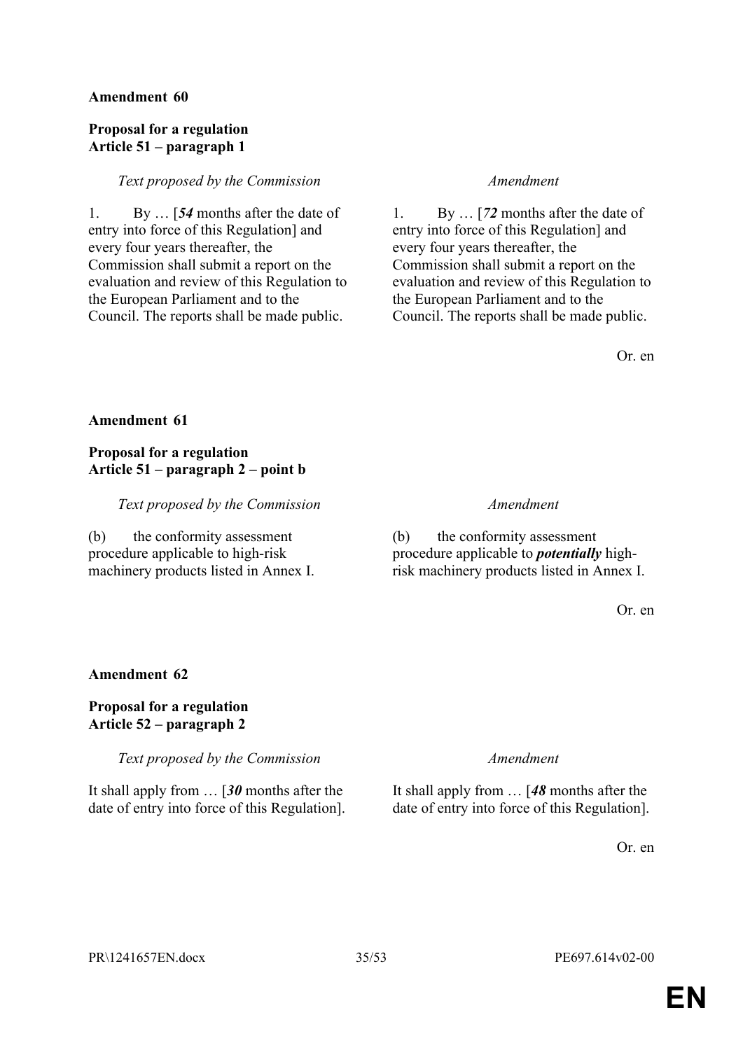**Amendment 60**

**Proposal for a regulation**
**Article 51 – paragraph 1**

| *Text proposed by the Commission* | *Amendment* |
|---|---|
| 1. By … [***54*** months after the date of entry into force of this Regulation] and every four years thereafter, the Commission shall submit a report on the evaluation and review of this Regulation to the European Parliament and to the Council. The reports shall be made public. | 1. By … [***72*** months after the date of entry into force of this Regulation] and every four years thereafter, the Commission shall submit a report on the evaluation and review of this Regulation to the European Parliament and to the Council. The reports shall be made public. |

Or. en

**Amendment 61**

**Proposal for a regulation**
**Article 51 – paragraph 2 – point b**

| *Text proposed by the Commission* | *Amendment* |
|---|---|
| (b) the conformity assessment procedure applicable to high-risk machinery products listed in Annex I. | (b) the conformity assessment procedure applicable to ***potentially*** high-risk machinery products listed in Annex I. |

Or. en

**Amendment 62**

**Proposal for a regulation**
**Article 52 – paragraph 2**

| *Text proposed by the Commission* | *Amendment* |
|---|---|
| It shall apply from … [***30*** months after the date of entry into force of this Regulation]. | It shall apply from … [***48*** months after the date of entry into force of this Regulation]. |

Or. en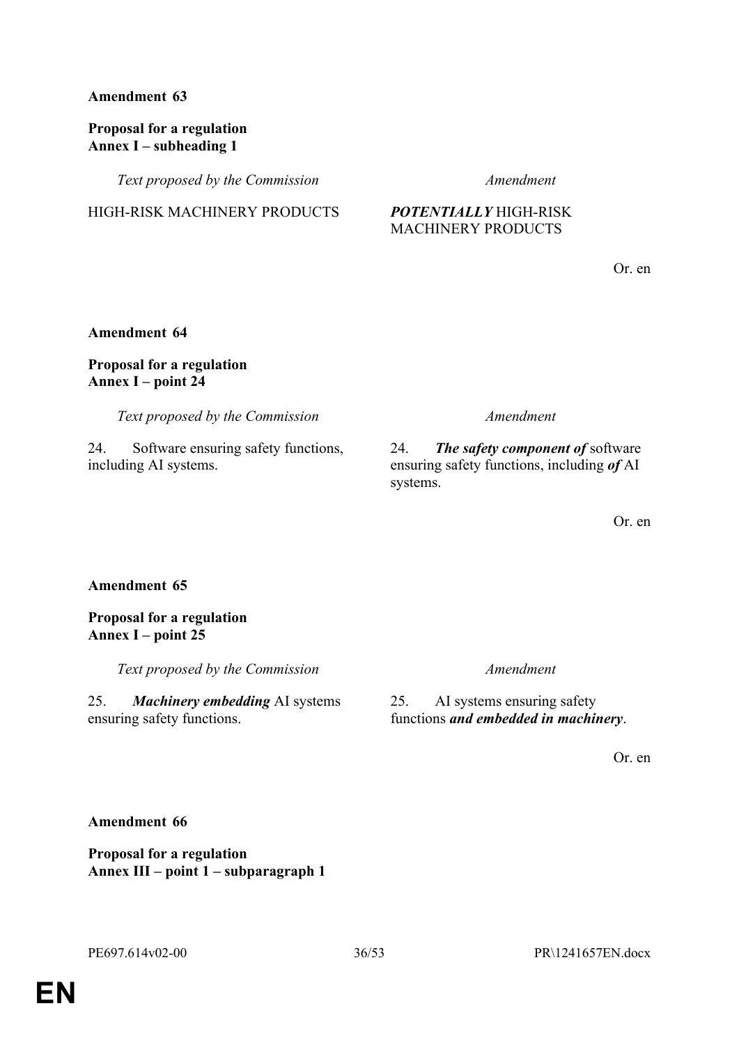**Amendment 63**

**Proposal for a regulation**
**Annex I – subheading 1**

| *Text proposed by the Commission* | *Amendment* |
|---|---|
| HIGH-RISK MACHINERY PRODUCTS | ***POTENTIALLY*** HIGH-RISK MACHINERY PRODUCTS |

Or. en

**Amendment 64**

**Proposal for a regulation**
**Annex I – point 24**

| *Text proposed by the Commission* | *Amendment* |
|---|---|
| 24. Software ensuring safety functions, including AI systems. | 24. ***The safety component of*** software ensuring safety functions, including ***of*** AI systems. |

Or. en

**Amendment 65**

**Proposal for a regulation**
**Annex I – point 25**

| *Text proposed by the Commission* | *Amendment* |
|---|---|
| 25. ***Machinery embedding*** AI systems ensuring safety functions. | 25. AI systems ensuring safety functions ***and embedded in machinery***. |

Or. en

**Amendment 66**

**Proposal for a regulation**
**Annex III – point 1 – subparagraph 1**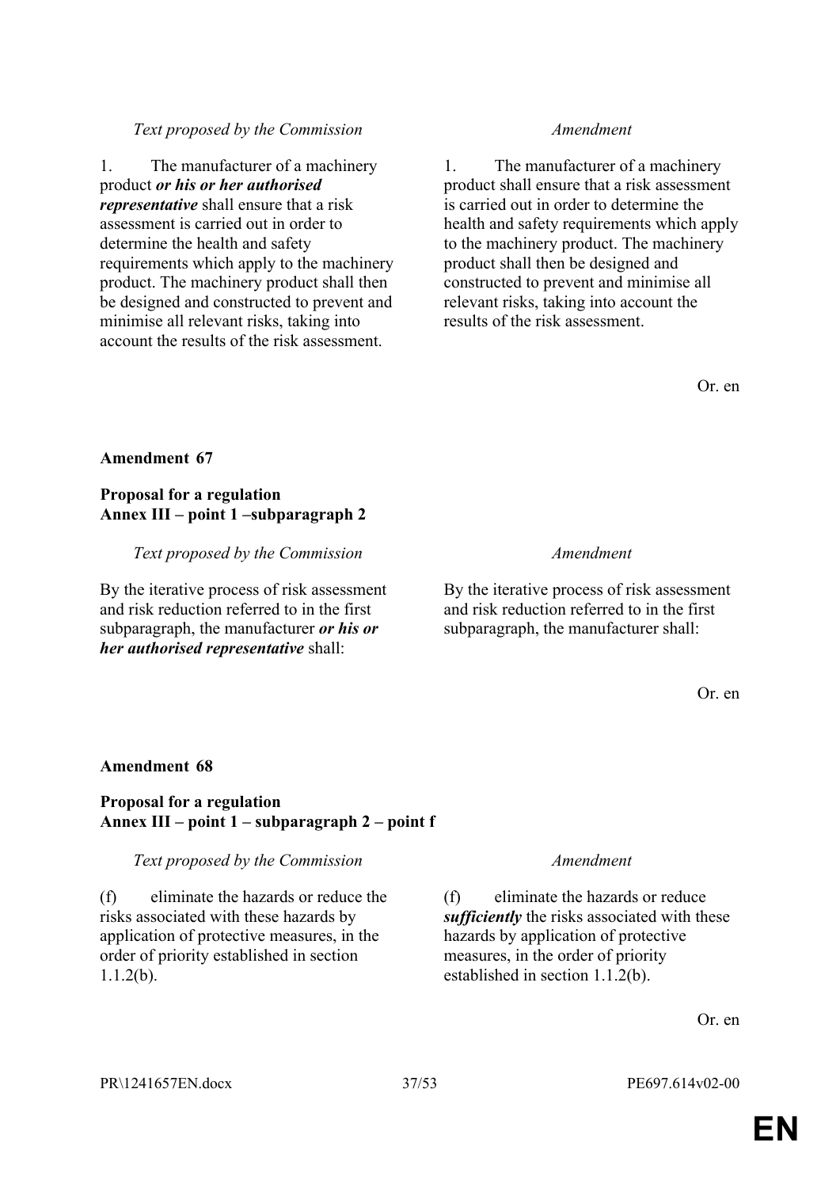| *Text proposed by the Commission* | *Amendment* |
|---|---|
| 1. The manufacturer of a machinery product ***or his or her authorised representative*** shall ensure that a risk assessment is carried out in order to determine the health and safety requirements which apply to the machinery product. The machinery product shall then be designed and constructed to prevent and minimise all relevant risks, taking into account the results of the risk assessment. | 1. The manufacturer of a machinery product shall ensure that a risk assessment is carried out in order to determine the health and safety requirements which apply to the machinery product. The machinery product shall then be designed and constructed to prevent and minimise all relevant risks, taking into account the results of the risk assessment. |

Or. en

**Amendment 67**

**Proposal for a regulation**
**Annex III – point 1 –subparagraph 2**

| *Text proposed by the Commission* | *Amendment* |
|---|---|
| By the iterative process of risk assessment and risk reduction referred to in the first subparagraph, the manufacturer ***or his or her authorised representative*** shall: | By the iterative process of risk assessment and risk reduction referred to in the first subparagraph, the manufacturer shall: |

Or. en

**Amendment 68**

**Proposal for a regulation**
**Annex III – point 1 – subparagraph 2 – point f**

| *Text proposed by the Commission* | *Amendment* |
|---|---|
| (f) eliminate the hazards or reduce the risks associated with these hazards by application of protective measures, in the order of priority established in section 1.1.2(b). | (f) eliminate the hazards or reduce ***sufficiently*** the risks associated with these hazards by application of protective measures, in the order of priority established in section 1.1.2(b). |

Or. en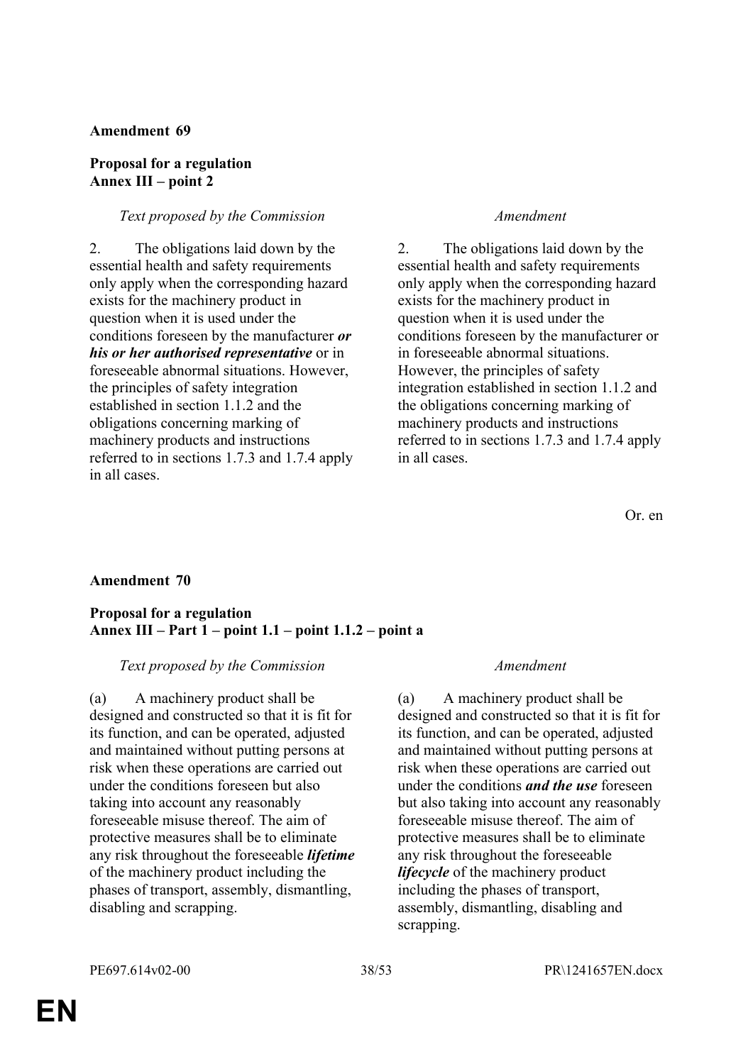**Amendment 69**

**Proposal for a regulation**
**Annex III – point 2**

| *Text proposed by the Commission* | *Amendment* |
| --- | --- |
| 2. The obligations laid down by the essential health and safety requirements only apply when the corresponding hazard exists for the machinery product in question when it is used under the conditions foreseen by the manufacturer ***or his or her authorised representative*** or in foreseeable abnormal situations. However, the principles of safety integration established in section 1.1.2 and the obligations concerning marking of machinery products and instructions referred to in sections 1.7.3 and 1.7.4 apply in all cases. | 2. The obligations laid down by the essential health and safety requirements only apply when the corresponding hazard exists for the machinery product in question when it is used under the conditions foreseen by the manufacturer or in foreseeable abnormal situations. However, the principles of safety integration established in section 1.1.2 and the obligations concerning marking of machinery products and instructions referred to in sections 1.7.3 and 1.7.4 apply in all cases. |

Or. en

**Amendment 70**

**Proposal for a regulation**
**Annex III – Part 1 – point 1.1 – point 1.1.2 – point a**

| *Text proposed by the Commission* | *Amendment* |
| --- | --- |
| (a) A machinery product shall be designed and constructed so that it is fit for its function, and can be operated, adjusted and maintained without putting persons at risk when these operations are carried out under the conditions foreseen but also taking into account any reasonably foreseeable misuse thereof. The aim of protective measures shall be to eliminate any risk throughout the foreseeable ***lifetime*** of the machinery product including the phases of transport, assembly, dismantling, disabling and scrapping. | (a) A machinery product shall be designed and constructed so that it is fit for its function, and can be operated, adjusted and maintained without putting persons at risk when these operations are carried out under the conditions ***and the use*** foreseen but also taking into account any reasonably foreseeable misuse thereof. The aim of protective measures shall be to eliminate any risk throughout the foreseeable ***lifecycle*** of the machinery product including the phases of transport, assembly, dismantling, disabling and scrapping. |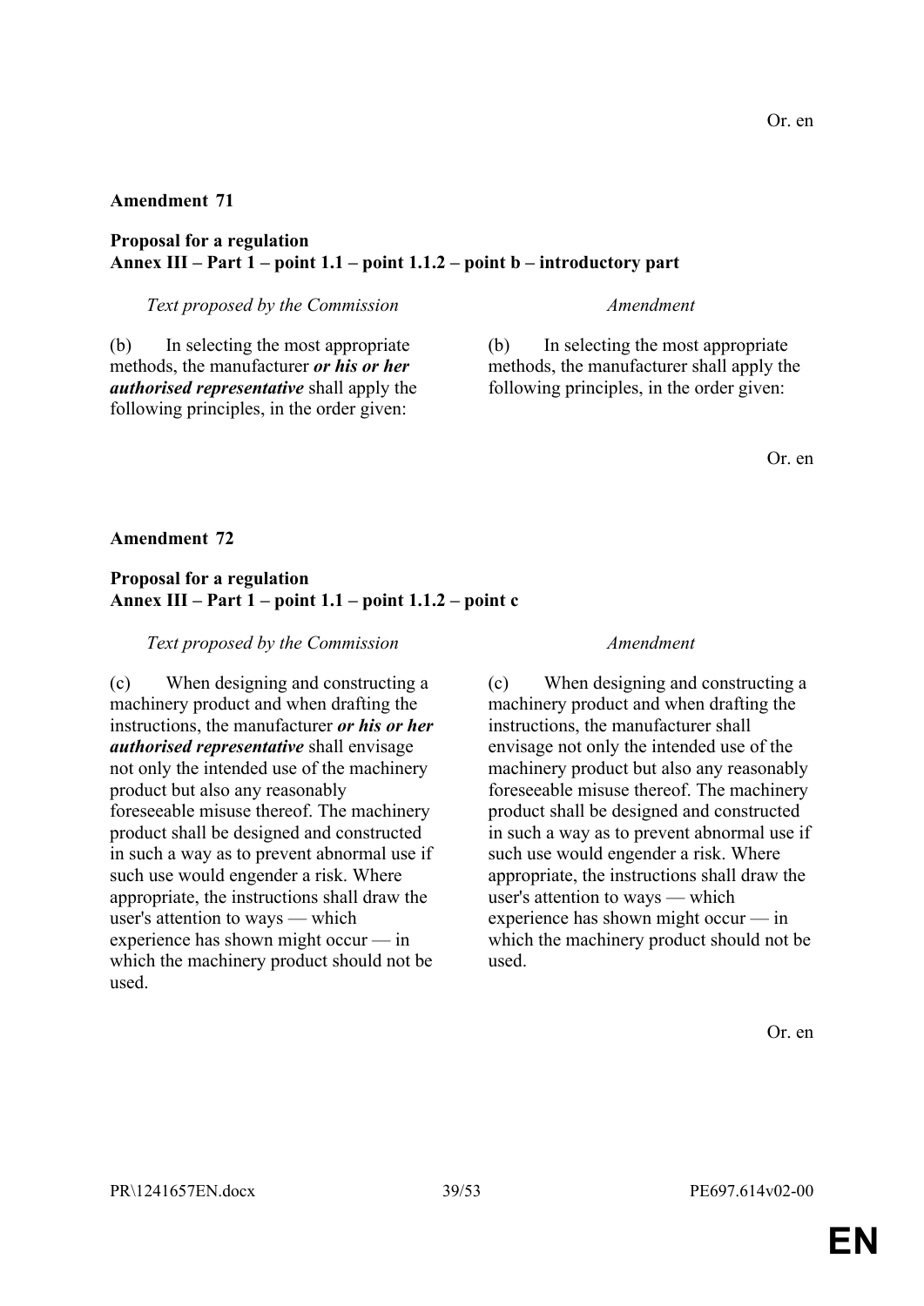Or. en

**Amendment 71**

**Proposal for a regulation**
**Annex III – Part 1 – point 1.1 – point 1.1.2 – point b – introductory part**

| *Text proposed by the Commission* | *Amendment* |
|---|---|
| (b) In selecting the most appropriate methods, the manufacturer ***or his or her authorised representative*** shall apply the following principles, in the order given: | (b) In selecting the most appropriate methods, the manufacturer shall apply the following principles, in the order given: |

Or. en

**Amendment 72**

**Proposal for a regulation**
**Annex III – Part 1 – point 1.1 – point 1.1.2 – point c**

| *Text proposed by the Commission* | *Amendment* |
|---|---|
| (c) When designing and constructing a machinery product and when drafting the instructions, the manufacturer ***or his or her authorised representative*** shall envisage not only the intended use of the machinery product but also any reasonably foreseeable misuse thereof. The machinery product shall be designed and constructed in such a way as to prevent abnormal use if such use would engender a risk. Where appropriate, the instructions shall draw the user's attention to ways — which experience has shown might occur — in which the machinery product should not be used. | (c) When designing and constructing a machinery product and when drafting the instructions, the manufacturer shall envisage not only the intended use of the machinery product but also any reasonably foreseeable misuse thereof. The machinery product shall be designed and constructed in such a way as to prevent abnormal use if such use would engender a risk. Where appropriate, the instructions shall draw the user's attention to ways — which experience has shown might occur — in which the machinery product should not be used. |

Or. en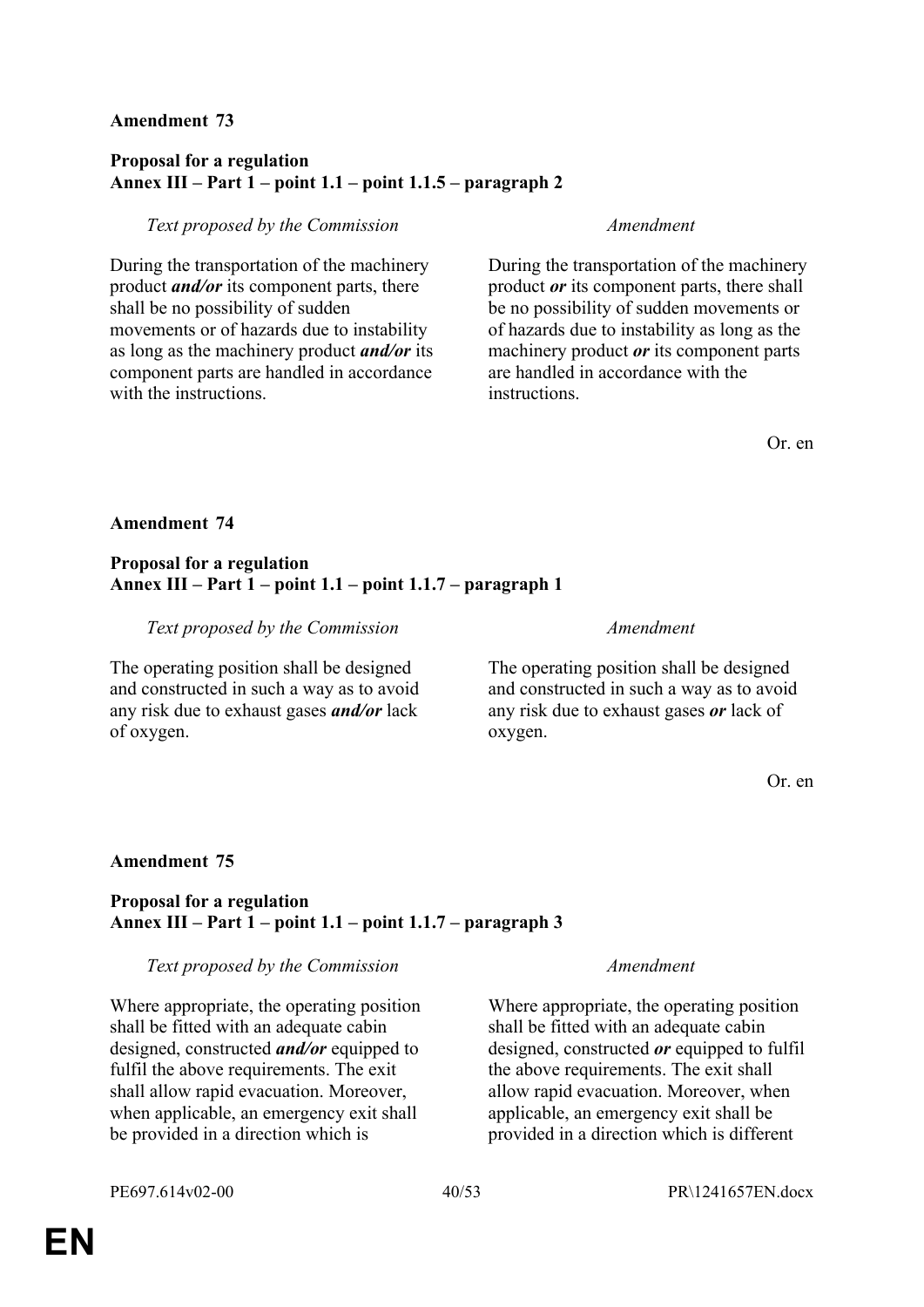**Amendment 73**

**Proposal for a regulation**
**Annex III – Part 1 – point 1.1 – point 1.1.5 – paragraph 2**

| *Text proposed by the Commission* | *Amendment* |
|---|---|
| During the transportation of the machinery product ***and/or*** its component parts, there shall be no possibility of sudden movements or of hazards due to instability as long as the machinery product ***and/or*** its component parts are handled in accordance with the instructions. | During the transportation of the machinery product ***or*** its component parts, there shall be no possibility of sudden movements or of hazards due to instability as long as the machinery product ***or*** its component parts are handled in accordance with the instructions. |

Or. en

**Amendment 74**

**Proposal for a regulation**
**Annex III – Part 1 – point 1.1 – point 1.1.7 – paragraph 1**

| *Text proposed by the Commission* | *Amendment* |
|---|---|
| The operating position shall be designed and constructed in such a way as to avoid any risk due to exhaust gases ***and/or*** lack of oxygen. | The operating position shall be designed and constructed in such a way as to avoid any risk due to exhaust gases ***or*** lack of oxygen. |

Or. en

**Amendment 75**

**Proposal for a regulation**
**Annex III – Part 1 – point 1.1 – point 1.1.7 – paragraph 3**

| *Text proposed by the Commission* | *Amendment* |
|---|---|
| Where appropriate, the operating position shall be fitted with an adequate cabin designed, constructed ***and/or*** equipped to fulfil the above requirements. The exit shall allow rapid evacuation. Moreover, when applicable, an emergency exit shall be provided in a direction which is | Where appropriate, the operating position shall be fitted with an adequate cabin designed, constructed ***or*** equipped to fulfil the above requirements. The exit shall allow rapid evacuation. Moreover, when applicable, an emergency exit shall be provided in a direction which is different |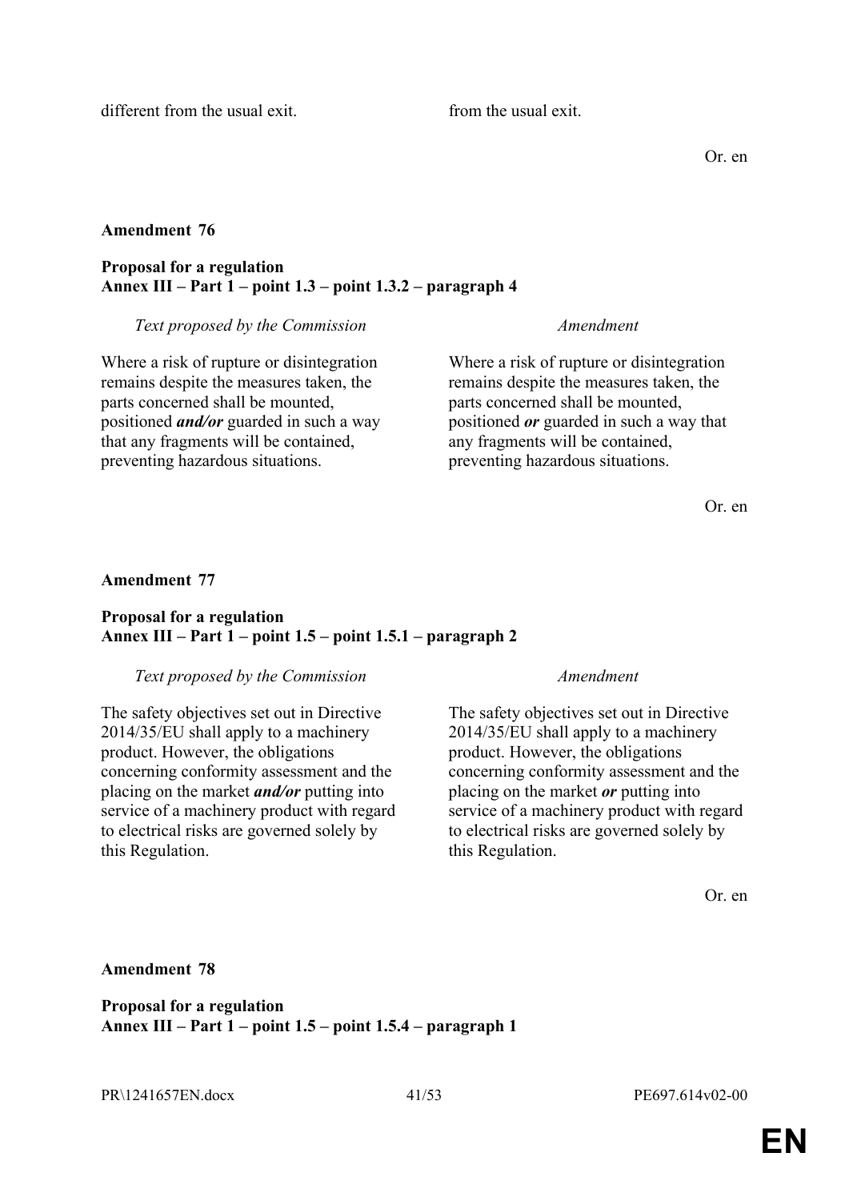| | |
|---|---|
| different from the usual exit. | from the usual exit. |

Or. en

**Amendment 76**

**Proposal for a regulation**
**Annex III – Part 1 – point 1.3 – point 1.3.2 – paragraph 4**

| *Text proposed by the Commission* | *Amendment* |
|---|---|
| Where a risk of rupture or disintegration remains despite the measures taken, the parts concerned shall be mounted, positioned ***and/or*** guarded in such a way that any fragments will be contained, preventing hazardous situations. | Where a risk of rupture or disintegration remains despite the measures taken, the parts concerned shall be mounted, positioned ***or*** guarded in such a way that any fragments will be contained, preventing hazardous situations. |

Or. en

**Amendment 77**

**Proposal for a regulation**
**Annex III – Part 1 – point 1.5 – point 1.5.1 – paragraph 2**

| *Text proposed by the Commission* | *Amendment* |
|---|---|
| The safety objectives set out in Directive 2014/35/EU shall apply to a machinery product. However, the obligations concerning conformity assessment and the placing on the market ***and/or*** putting into service of a machinery product with regard to electrical risks are governed solely by this Regulation. | The safety objectives set out in Directive 2014/35/EU shall apply to a machinery product. However, the obligations concerning conformity assessment and the placing on the market ***or*** putting into service of a machinery product with regard to electrical risks are governed solely by this Regulation. |

Or. en

**Amendment 78**

**Proposal for a regulation**
**Annex III – Part 1 – point 1.5 – point 1.5.4 – paragraph 1**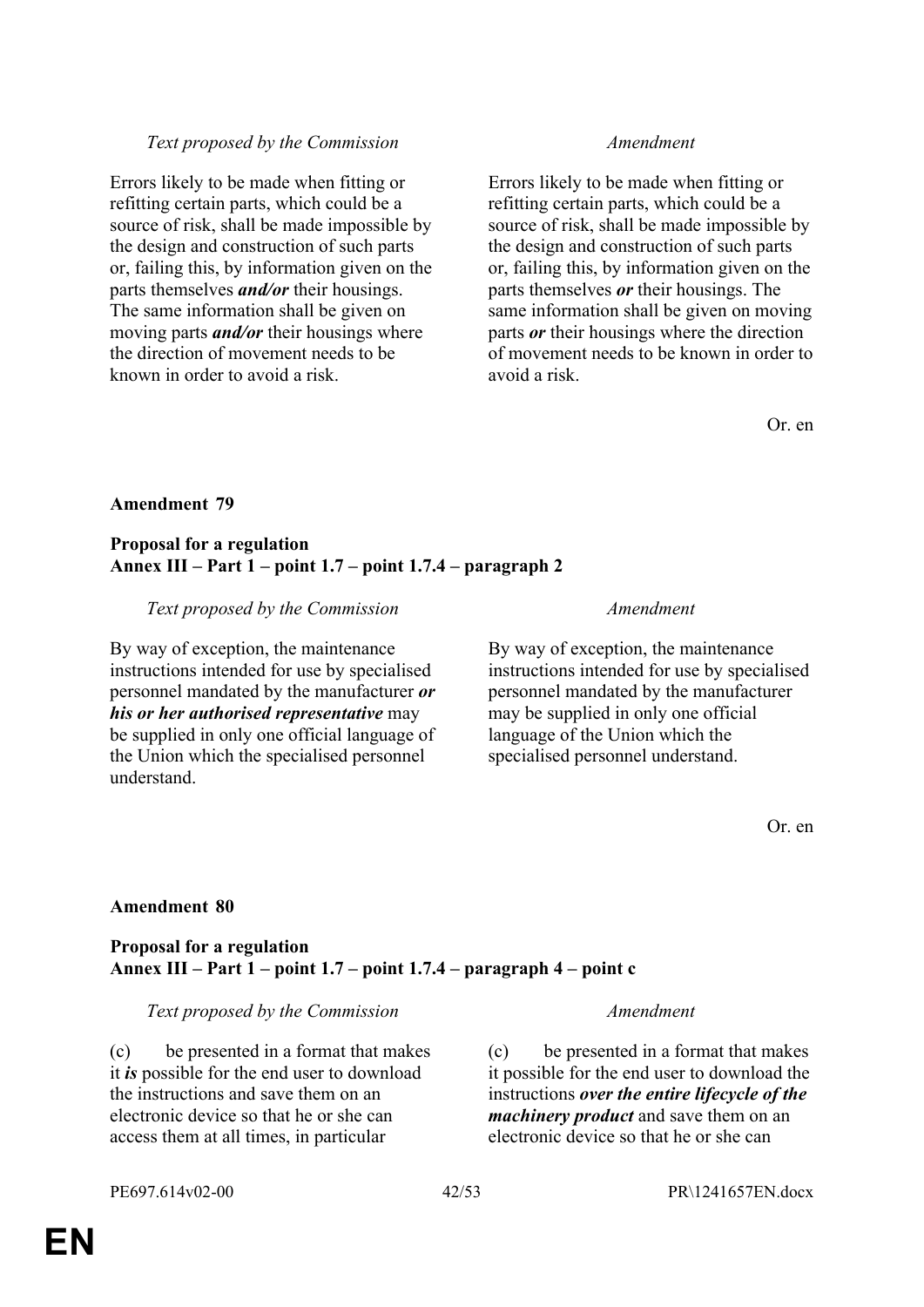| *Text proposed by the Commission* | *Amendment* |
|---|---|
| Errors likely to be made when fitting or refitting certain parts, which could be a source of risk, shall be made impossible by the design and construction of such parts or, failing this, by information given on the parts themselves ***and/or*** their housings. The same information shall be given on moving parts ***and/or*** their housings where the direction of movement needs to be known in order to avoid a risk. | Errors likely to be made when fitting or refitting certain parts, which could be a source of risk, shall be made impossible by the design and construction of such parts or, failing this, by information given on the parts themselves ***or*** their housings. The same information shall be given on moving parts ***or*** their housings where the direction of movement needs to be known in order to avoid a risk. |

Or. en

**Amendment 79**

**Proposal for a regulation**
**Annex III – Part 1 – point 1.7 – point 1.7.4 – paragraph 2**

| *Text proposed by the Commission* | *Amendment* |
|---|---|
| By way of exception, the maintenance instructions intended for use by specialised personnel mandated by the manufacturer ***or his or her authorised representative*** may be supplied in only one official language of the Union which the specialised personnel understand. | By way of exception, the maintenance instructions intended for use by specialised personnel mandated by the manufacturer may be supplied in only one official language of the Union which the specialised personnel understand. |

Or. en

**Amendment 80**

**Proposal for a regulation**
**Annex III – Part 1 – point 1.7 – point 1.7.4 – paragraph 4 – point c**

| *Text proposed by the Commission* | *Amendment* |
|---|---|
| (c) be presented in a format that makes it ***is*** possible for the end user to download the instructions and save them on an electronic device so that he or she can access them at all times, in particular | (c) be presented in a format that makes it possible for the end user to download the instructions ***over the entire lifecycle of the machinery product*** and save them on an electronic device so that he or she can |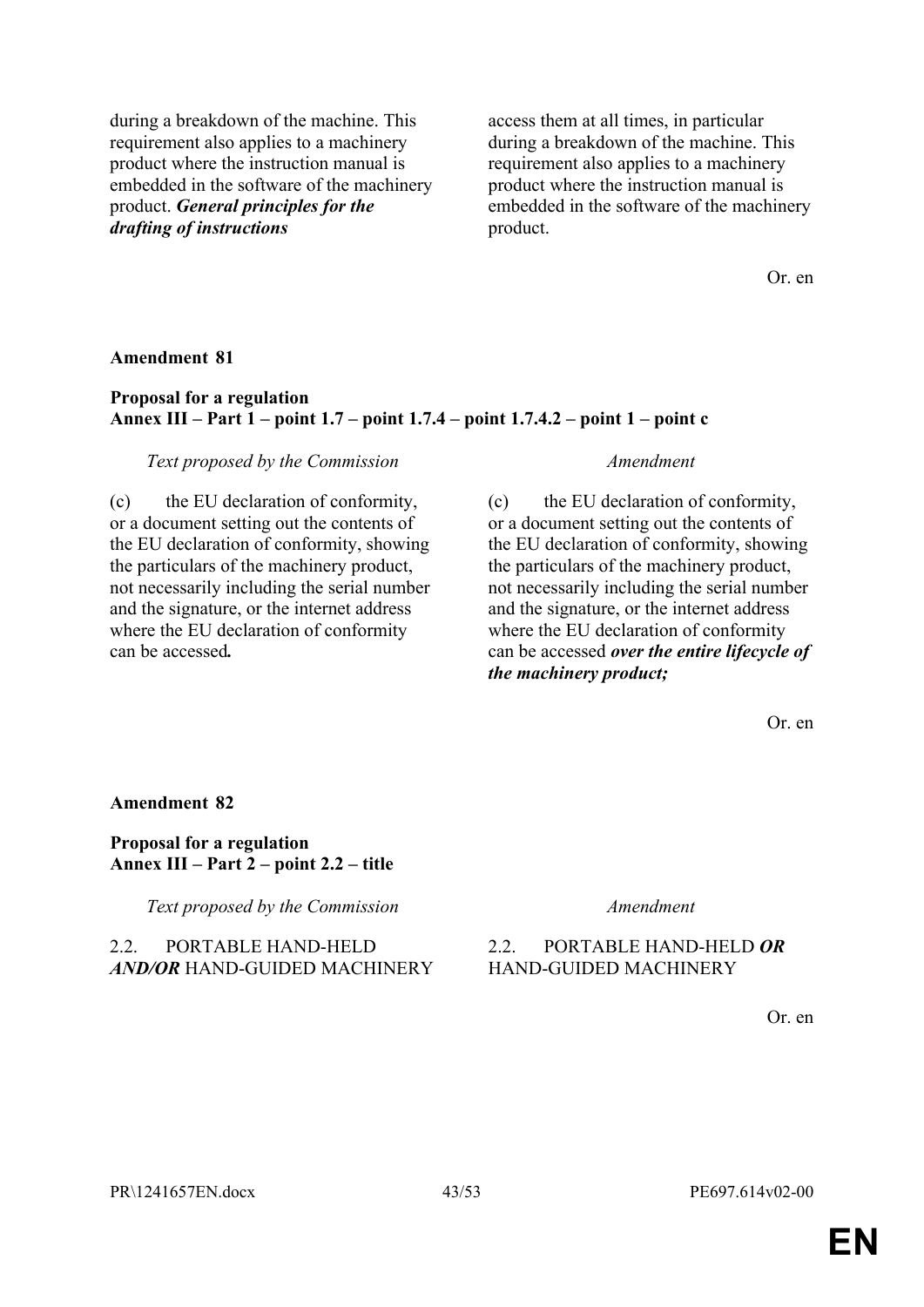| | |
|---|---|
| during a breakdown of the machine. This requirement also applies to a machinery product where the instruction manual is embedded in the software of the machinery product. ***General principles for the drafting of instructions*** | access them at all times, in particular during a breakdown of the machine. This requirement also applies to a machinery product where the instruction manual is embedded in the software of the machinery product. |

Or. en

**Amendment 81**

**Proposal for a regulation**
**Annex III – Part 1 – point 1.7 – point 1.7.4 – point 1.7.4.2 – point 1 – point c**

| *Text proposed by the Commission* | *Amendment* |
|---|---|
| (c) the EU declaration of conformity, or a document setting out the contents of the EU declaration of conformity, showing the particulars of the machinery product, not necessarily including the serial number and the signature, or the internet address where the EU declaration of conformity can be accessed***.*** | (c) the EU declaration of conformity, or a document setting out the contents of the EU declaration of conformity, showing the particulars of the machinery product, not necessarily including the serial number and the signature, or the internet address where the EU declaration of conformity can be accessed ***over the entire lifecycle of the machinery product;*** |

Or. en

**Amendment 82**

**Proposal for a regulation**
**Annex III – Part 2 – point 2.2 – title**

| *Text proposed by the Commission* | *Amendment* |
|---|---|
| 2.2. PORTABLE HAND-HELD ***AND/OR*** HAND-GUIDED MACHINERY | 2.2. PORTABLE HAND-HELD ***OR*** HAND-GUIDED MACHINERY |

Or. en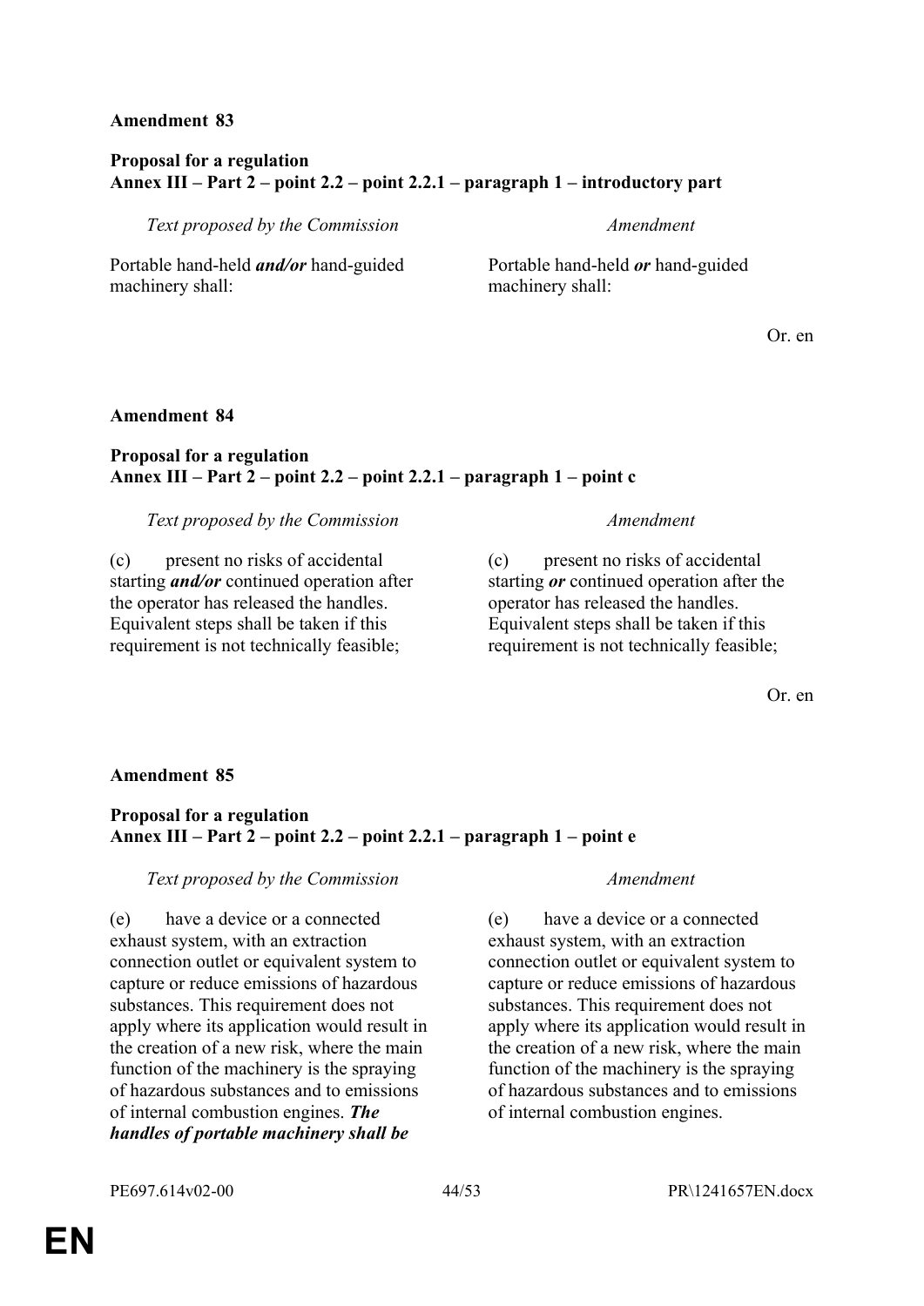**Amendment 83**

**Proposal for a regulation**
**Annex III – Part 2 – point 2.2 – point 2.2.1 – paragraph 1 – introductory part**

| *Text proposed by the Commission* | *Amendment* |
| --- | --- |
| Portable hand-held ***and/or*** hand-guided machinery shall: | Portable hand-held ***or*** hand-guided machinery shall: |

Or. en

**Amendment 84**

**Proposal for a regulation**
**Annex III – Part 2 – point 2.2 – point 2.2.1 – paragraph 1 – point c**

| *Text proposed by the Commission* | *Amendment* |
| --- | --- |
| (c) present no risks of accidental starting ***and/or*** continued operation after the operator has released the handles. Equivalent steps shall be taken if this requirement is not technically feasible; | (c) present no risks of accidental starting ***or*** continued operation after the operator has released the handles. Equivalent steps shall be taken if this requirement is not technically feasible; |

Or. en

**Amendment 85**

**Proposal for a regulation**
**Annex III – Part 2 – point 2.2 – point 2.2.1 – paragraph 1 – point e**

| *Text proposed by the Commission* | *Amendment* |
| --- | --- |
| (e) have a device or a connected exhaust system, with an extraction connection outlet or equivalent system to capture or reduce emissions of hazardous substances. This requirement does not apply where its application would result in the creation of a new risk, where the main function of the machinery is the spraying of hazardous substances and to emissions of internal combustion engines. ***The handles of portable machinery shall be*** | (e) have a device or a connected exhaust system, with an extraction connection outlet or equivalent system to capture or reduce emissions of hazardous substances. This requirement does not apply where its application would result in the creation of a new risk, where the main function of the machinery is the spraying of hazardous substances and to emissions of internal combustion engines. |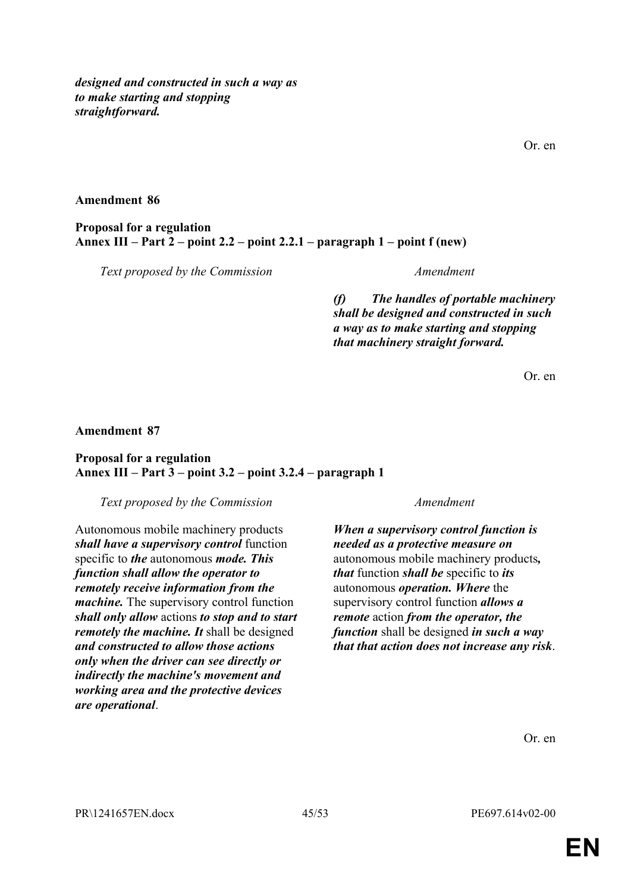***designed and constructed in such a way as to make starting and stopping straightforward.***

Or. en

**Amendment 86**

**Proposal for a regulation**
**Annex III – Part 2 – point 2.2 – point 2.2.1 – paragraph 1 – point f (new)**

| *Text proposed by the Commission* | *Amendment* |
| --- | --- |
| | ***(f) The handles of portable machinery shall be designed and constructed in such a way as to make starting and stopping that machinery straight forward.*** |

Or. en

**Amendment 87**

**Proposal for a regulation**
**Annex III – Part 3 – point 3.2 – point 3.2.4 – paragraph 1**

| *Text proposed by the Commission* | *Amendment* |
| --- | --- |
| Autonomous mobile machinery products ***shall have a supervisory control*** function specific to ***the*** autonomous ***mode. This function shall allow the operator to remotely receive information from the machine.*** The supervisory control function ***shall only allow*** actions ***to stop and to start remotely the machine. It*** shall be designed ***and constructed to allow those actions only when the driver can see directly or indirectly the machine's movement and working area and the protective devices are operational***. | ***When a supervisory control function is needed as a protective measure on*** autonomous mobile machinery products***, that*** function ***shall be*** specific to ***its*** autonomous ***operation. Where*** the supervisory control function ***allows a remote*** action ***from the operator, the function*** shall be designed ***in such a way that that action does not increase any risk***. |

Or. en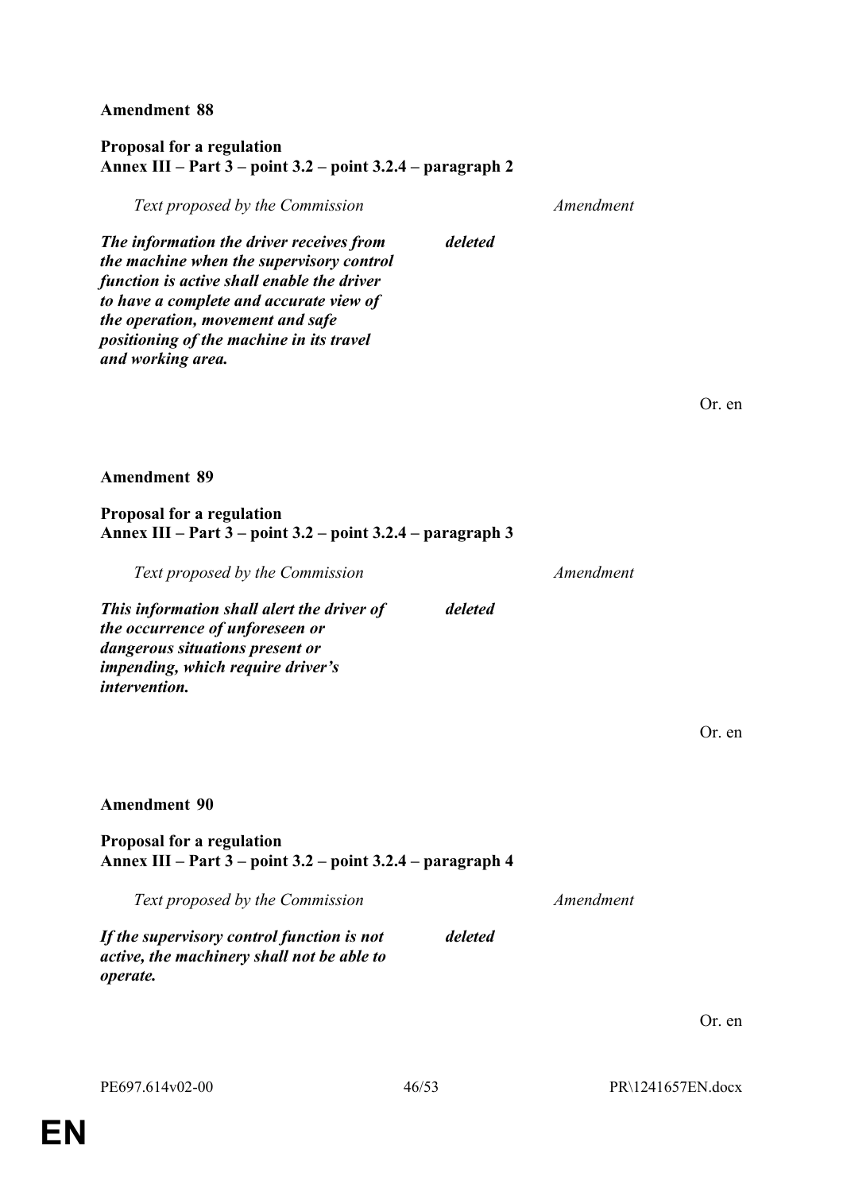**Amendment 88**

**Proposal for a regulation**
**Annex III – Part 3 – point 3.2 – point 3.2.4 – paragraph 2**

| *Text proposed by the Commission* | *Amendment* |
|---|---|
| ***The information the driver receives from the machine when the supervisory control function is active shall enable the driver to have a complete and accurate view of the operation, movement and safe positioning of the machine in its travel and working area.*** | ***deleted*** |

Or. en

**Amendment 89**

**Proposal for a regulation**
**Annex III – Part 3 – point 3.2 – point 3.2.4 – paragraph 3**

| *Text proposed by the Commission* | *Amendment* |
|---|---|
| ***This information shall alert the driver of the occurrence of unforeseen or dangerous situations present or impending, which require driver's intervention.*** | ***deleted*** |

Or. en

**Amendment 90**

**Proposal for a regulation**
**Annex III – Part 3 – point 3.2 – point 3.2.4 – paragraph 4**

| *Text proposed by the Commission* | *Amendment* |
|---|---|
| ***If the supervisory control function is not active, the machinery shall not be able to operate.*** | ***deleted*** |

Or. en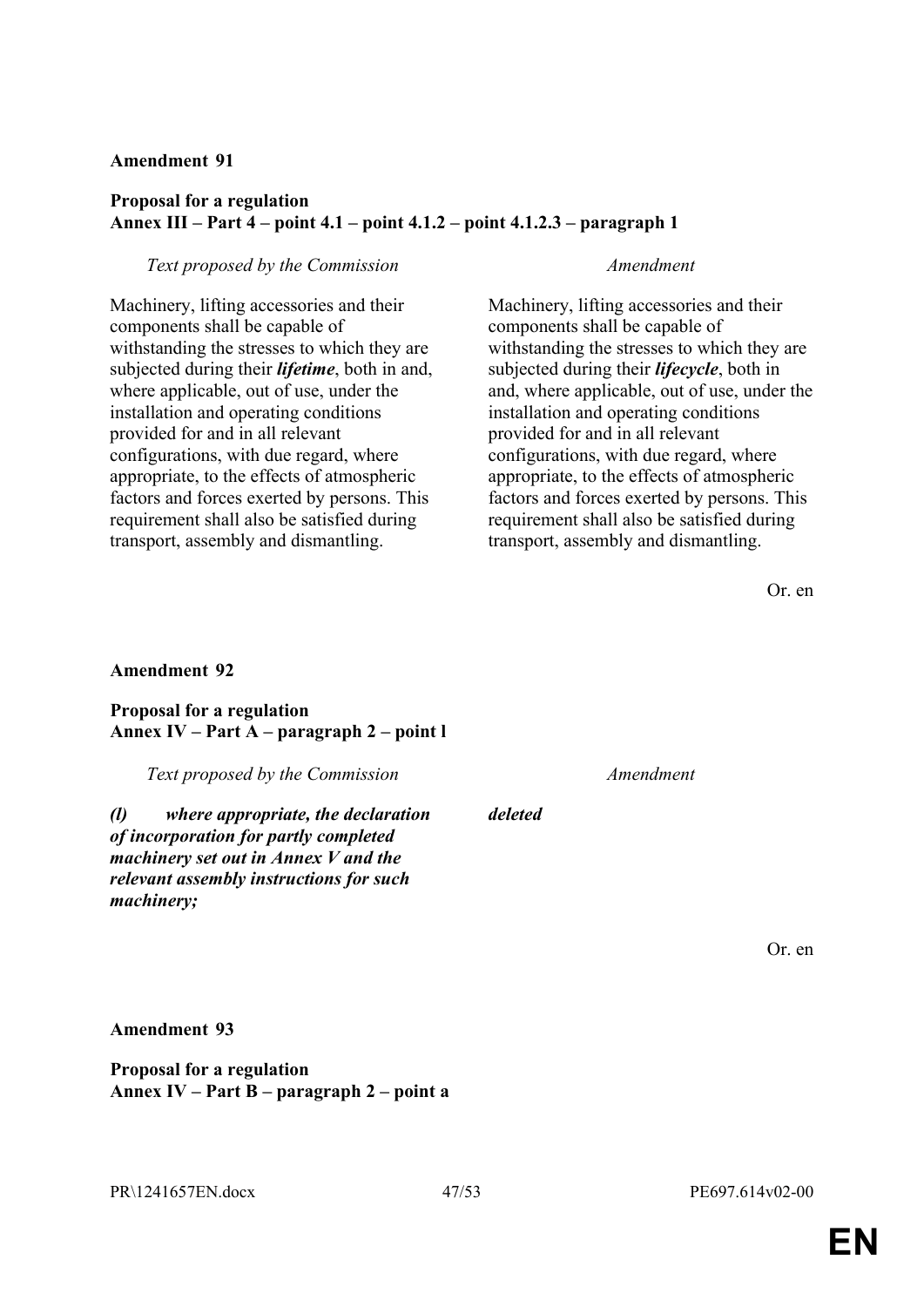**Amendment 91**

**Proposal for a regulation**
**Annex III – Part 4 – point 4.1 – point 4.1.2 – point 4.1.2.3 – paragraph 1**

| *Text proposed by the Commission* | *Amendment* |
|---|---|
| Machinery, lifting accessories and their components shall be capable of withstanding the stresses to which they are subjected during their ***lifetime***, both in and, where applicable, out of use, under the installation and operating conditions provided for and in all relevant configurations, with due regard, where appropriate, to the effects of atmospheric factors and forces exerted by persons. This requirement shall also be satisfied during transport, assembly and dismantling. | Machinery, lifting accessories and their components shall be capable of withstanding the stresses to which they are subjected during their ***lifecycle***, both in and, where applicable, out of use, under the installation and operating conditions provided for and in all relevant configurations, with due regard, where appropriate, to the effects of atmospheric factors and forces exerted by persons. This requirement shall also be satisfied during transport, assembly and dismantling. |

Or. en

**Amendment 92**

**Proposal for a regulation**
**Annex IV – Part A – paragraph 2 – point l**

| *Text proposed by the Commission* | *Amendment* |
|---|---|
| ***(l) where appropriate, the declaration of incorporation for partly completed machinery set out in Annex V and the relevant assembly instructions for such machinery;*** | ***deleted*** |

Or. en

**Amendment 93**

**Proposal for a regulation**
**Annex IV – Part B – paragraph 2 – point a**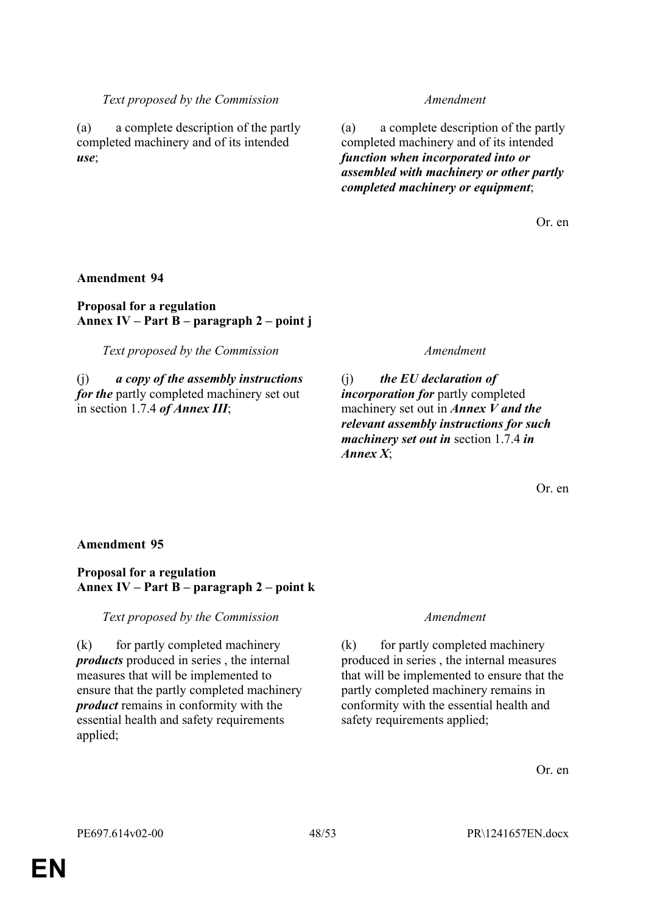| Text proposed by the Commission | Amendment |
|---|---|
| (a) a complete description of the partly completed machinery and of its intended ***use***; | (a) a complete description of the partly completed machinery and of its intended ***function when incorporated into or assembled with machinery or other partly completed machinery or equipment***; |

Or. en

**Amendment 94**

**Proposal for a regulation**
**Annex IV – Part B – paragraph 2 – point j**

| Text proposed by the Commission | Amendment |
|---|---|
| (j) ***a copy of the assembly instructions for the*** partly completed machinery set out in section 1.7.4 ***of Annex III***; | (j) ***the EU declaration of incorporation for*** partly completed machinery set out in ***Annex V and the relevant assembly instructions for such machinery set out in*** section 1.7.4 ***in Annex X***; |

Or. en

**Amendment 95**

**Proposal for a regulation**
**Annex IV – Part B – paragraph 2 – point k**

| Text proposed by the Commission | Amendment |
|---|---|
| (k) for partly completed machinery ***products*** produced in series , the internal measures that will be implemented to ensure that the partly completed machinery ***product*** remains in conformity with the essential health and safety requirements applied; | (k) for partly completed machinery produced in series , the internal measures that will be implemented to ensure that the partly completed machinery remains in conformity with the essential health and safety requirements applied; |

Or. en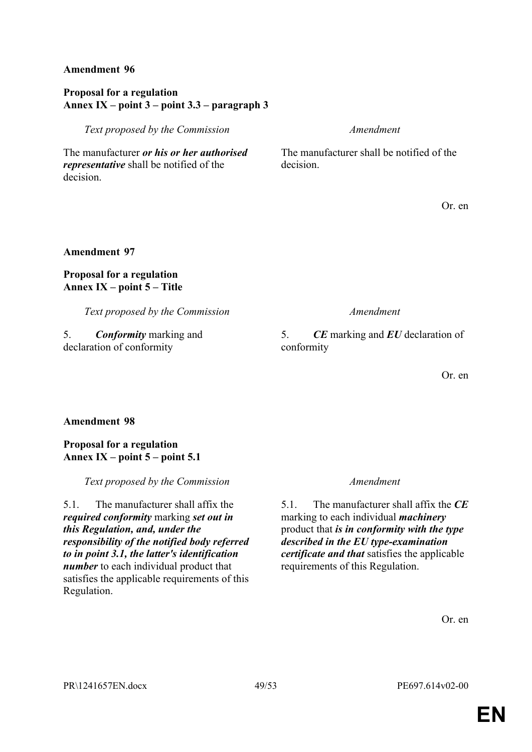**Amendment 96**

**Proposal for a regulation**
**Annex IX – point 3 – point 3.3 – paragraph 3**

| *Text proposed by the Commission* | *Amendment* |
|---|---|
| The manufacturer ***or his or her authorised representative*** shall be notified of the decision. | The manufacturer shall be notified of the decision. |

Or. en

**Amendment 97**

**Proposal for a regulation**
**Annex IX – point 5 – Title**

| *Text proposed by the Commission* | *Amendment* |
|---|---|
| 5. ***Conformity*** marking and declaration of conformity | 5. ***CE*** marking and ***EU*** declaration of conformity |

Or. en

**Amendment 98**

**Proposal for a regulation**
**Annex IX – point 5 – point 5.1**

| *Text proposed by the Commission* | *Amendment* |
|---|---|
| 5.1. The manufacturer shall affix the ***required conformity*** marking ***set out in this Regulation, and, under the responsibility of the notified body referred to in point 3.1, the latter's identification number*** to each individual product that satisfies the applicable requirements of this Regulation. | 5.1. The manufacturer shall affix the ***CE*** marking to each individual ***machinery*** product that ***is in conformity with the type described in the EU type-examination certificate and that*** satisfies the applicable requirements of this Regulation. |

Or. en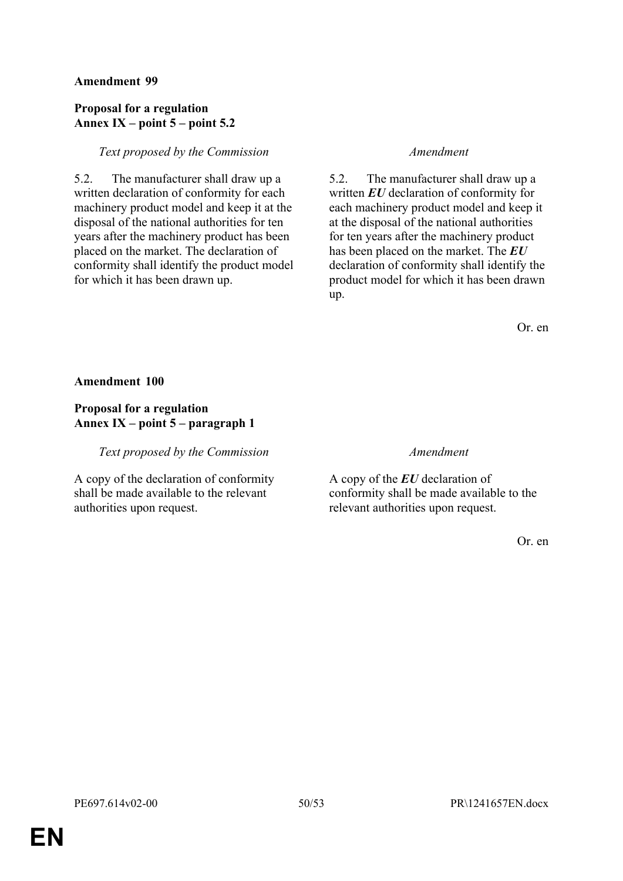**Amendment 99**

**Proposal for a regulation**
**Annex IX – point 5 – point 5.2**

| *Text proposed by the Commission* | *Amendment* |
|---|---|
| 5.2. The manufacturer shall draw up a written declaration of conformity for each machinery product model and keep it at the disposal of the national authorities for ten years after the machinery product has been placed on the market. The declaration of conformity shall identify the product model for which it has been drawn up. | 5.2. The manufacturer shall draw up a written ***EU*** declaration of conformity for each machinery product model and keep it at the disposal of the national authorities for ten years after the machinery product has been placed on the market. The ***EU*** declaration of conformity shall identify the product model for which it has been drawn up. |

Or. en

**Amendment 100**

**Proposal for a regulation**
**Annex IX – point 5 – paragraph 1**

| *Text proposed by the Commission* | *Amendment* |
|---|---|
| A copy of the declaration of conformity shall be made available to the relevant authorities upon request. | A copy of the ***EU*** declaration of conformity shall be made available to the relevant authorities upon request. |

Or. en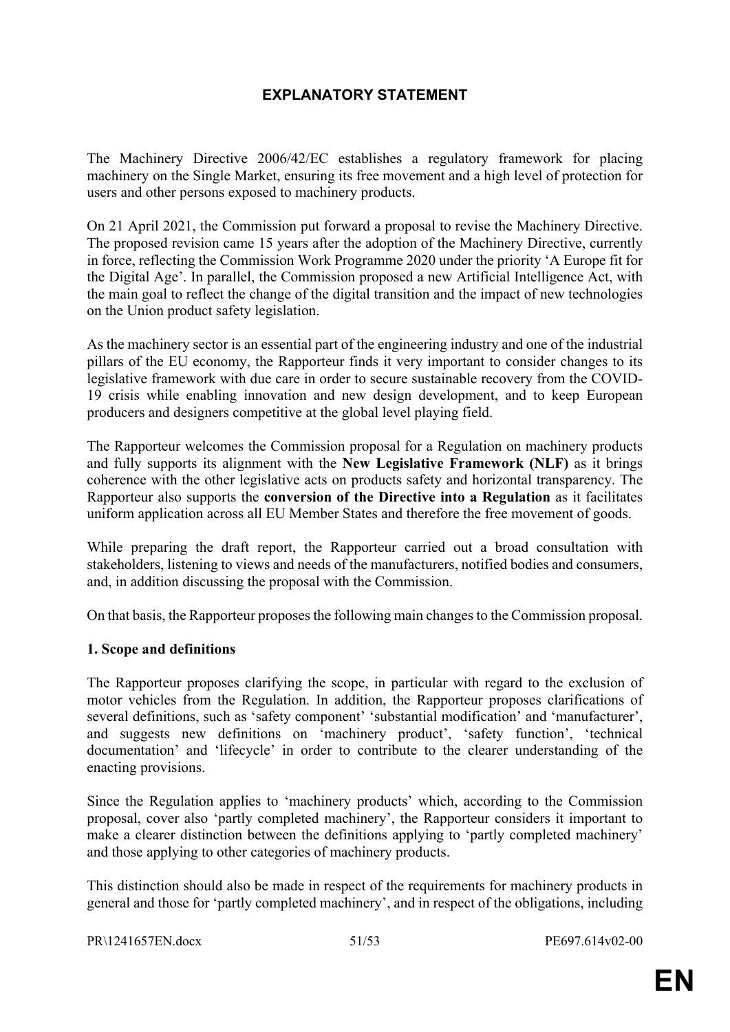# EXPLANATORY STATEMENT

The Machinery Directive 2006/42/EC establishes a regulatory framework for placing machinery on the Single Market, ensuring its free movement and a high level of protection for users and other persons exposed to machinery products.

On 21 April 2021, the Commission put forward a proposal to revise the Machinery Directive. The proposed revision came 15 years after the adoption of the Machinery Directive, currently in force, reflecting the Commission Work Programme 2020 under the priority 'A Europe fit for the Digital Age'. In parallel, the Commission proposed a new Artificial Intelligence Act, with the main goal to reflect the change of the digital transition and the impact of new technologies on the Union product safety legislation.

As the machinery sector is an essential part of the engineering industry and one of the industrial pillars of the EU economy, the Rapporteur finds it very important to consider changes to its legislative framework with due care in order to secure sustainable recovery from the COVID-19 crisis while enabling innovation and new design development, and to keep European producers and designers competitive at the global level playing field.

The Rapporteur welcomes the Commission proposal for a Regulation on machinery products and fully supports its alignment with the **New Legislative Framework (NLF)** as it brings coherence with the other legislative acts on products safety and horizontal transparency. The Rapporteur also supports the **conversion of the Directive into a Regulation** as it facilitates uniform application across all EU Member States and therefore the free movement of goods.

While preparing the draft report, the Rapporteur carried out a broad consultation with stakeholders, listening to views and needs of the manufacturers, notified bodies and consumers, and, in addition discussing the proposal with the Commission.

On that basis, the Rapporteur proposes the following main changes to the Commission proposal.

**1. Scope and definitions**

The Rapporteur proposes clarifying the scope, in particular with regard to the exclusion of motor vehicles from the Regulation. In addition, the Rapporteur proposes clarifications of several definitions, such as 'safety component' 'substantial modification' and 'manufacturer', and suggests new definitions on 'machinery product', 'safety function', 'technical documentation' and 'lifecycle' in order to contribute to the clearer understanding of the enacting provisions.

Since the Regulation applies to 'machinery products' which, according to the Commission proposal, cover also 'partly completed machinery', the Rapporteur considers it important to make a clearer distinction between the definitions applying to 'partly completed machinery' and those applying to other categories of machinery products.

This distinction should also be made in respect of the requirements for machinery products in general and those for 'partly completed machinery', and in respect of the obligations, including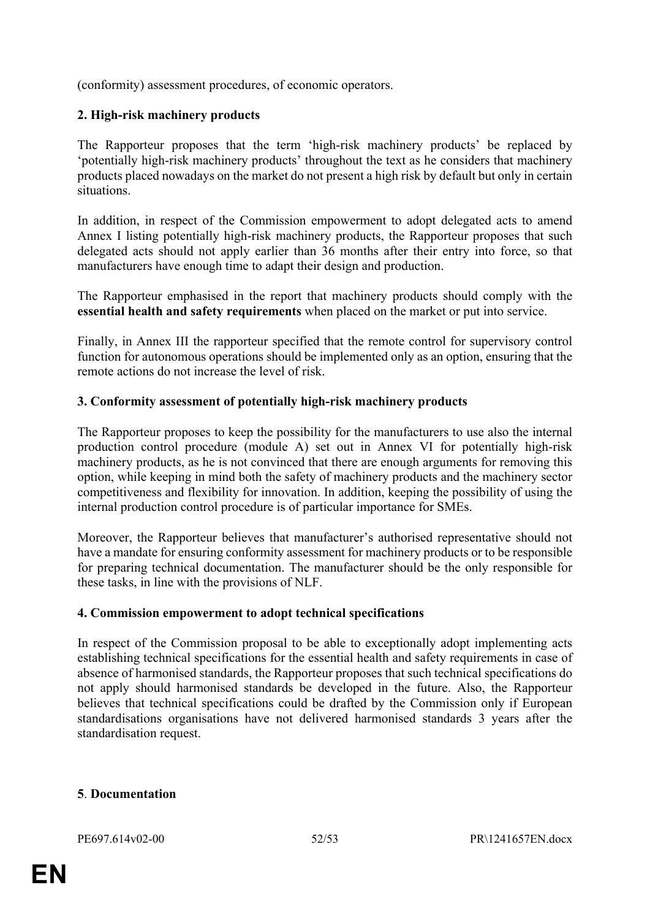(conformity) assessment procedures, of economic operators.

**2. High-risk machinery products**

The Rapporteur proposes that the term 'high-risk machinery products' be replaced by 'potentially high-risk machinery products' throughout the text as he considers that machinery products placed nowadays on the market do not present a high risk by default but only in certain situations.

In addition, in respect of the Commission empowerment to adopt delegated acts to amend Annex I listing potentially high-risk machinery products, the Rapporteur proposes that such delegated acts should not apply earlier than 36 months after their entry into force, so that manufacturers have enough time to adapt their design and production.

The Rapporteur emphasised in the report that machinery products should comply with the **essential health and safety requirements** when placed on the market or put into service.

Finally, in Annex III the rapporteur specified that the remote control for supervisory control function for autonomous operations should be implemented only as an option, ensuring that the remote actions do not increase the level of risk.

**3. Conformity assessment of potentially high-risk machinery products**

The Rapporteur proposes to keep the possibility for the manufacturers to use also the internal production control procedure (module A) set out in Annex VI for potentially high-risk machinery products, as he is not convinced that there are enough arguments for removing this option, while keeping in mind both the safety of machinery products and the machinery sector competitiveness and flexibility for innovation. In addition, keeping the possibility of using the internal production control procedure is of particular importance for SMEs.

Moreover, the Rapporteur believes that manufacturer's authorised representative should not have a mandate for ensuring conformity assessment for machinery products or to be responsible for preparing technical documentation. The manufacturer should be the only responsible for these tasks, in line with the provisions of NLF.

**4. Commission empowerment to adopt technical specifications**

In respect of the Commission proposal to be able to exceptionally adopt implementing acts establishing technical specifications for the essential health and safety requirements in case of absence of harmonised standards, the Rapporteur proposes that such technical specifications do not apply should harmonised standards be developed in the future. Also, the Rapporteur believes that technical specifications could be drafted by the Commission only if European standardisations organisations have not delivered harmonised standards 3 years after the standardisation request.

**5**. **Documentation**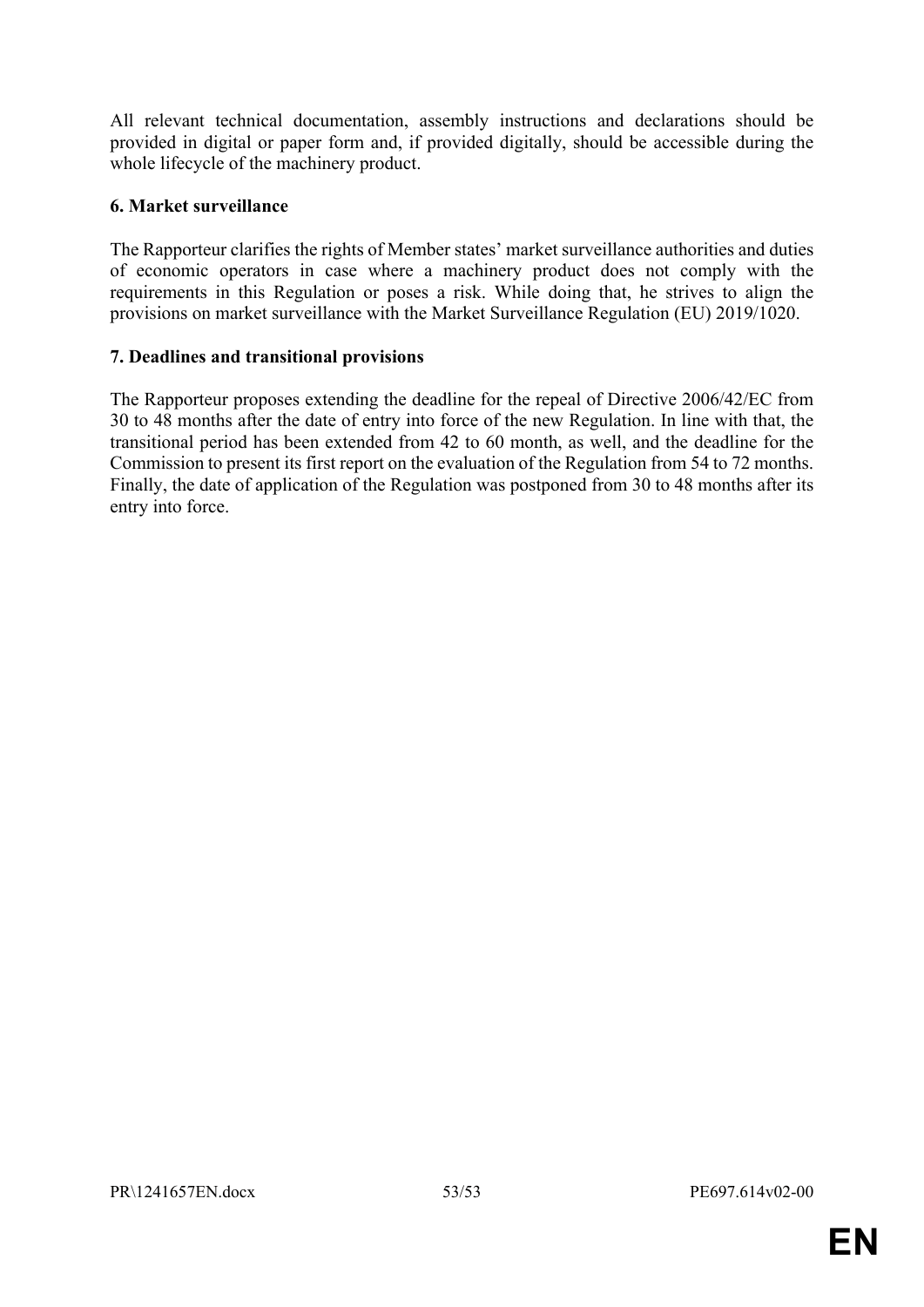All relevant technical documentation, assembly instructions and declarations should be provided in digital or paper form and, if provided digitally, should be accessible during the whole lifecycle of the machinery product.

**6. Market surveillance**

The Rapporteur clarifies the rights of Member states' market surveillance authorities and duties of economic operators in case where a machinery product does not comply with the requirements in this Regulation or poses a risk. While doing that, he strives to align the provisions on market surveillance with the Market Surveillance Regulation (EU) 2019/1020.

**7. Deadlines and transitional provisions**

The Rapporteur proposes extending the deadline for the repeal of Directive 2006/42/EC from 30 to 48 months after the date of entry into force of the new Regulation. In line with that, the transitional period has been extended from 42 to 60 month, as well, and the deadline for the Commission to present its first report on the evaluation of the Regulation from 54 to 72 months. Finally, the date of application of the Regulation was postponed from 30 to 48 months after its entry into force.